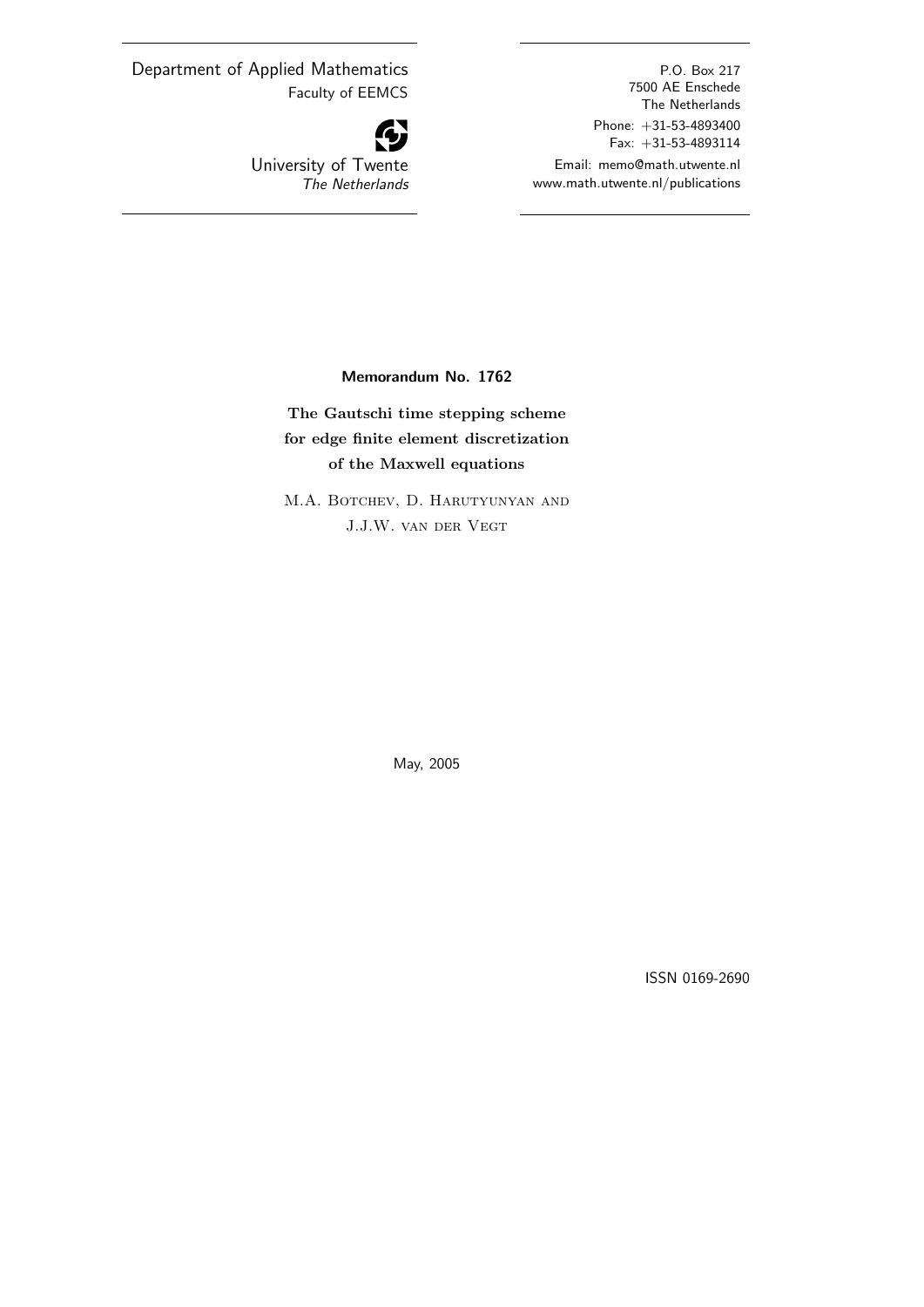Department of Applied Mathematics
Faculty of EEMCS

University of Twente
*The Netherlands*

P.O. Box 217
7500 AE Enschede
The Netherlands

Phone: +31-53-4893400
Fax: +31-53-4893114

Email: memo@math.utwente.nl
www.math.utwente.nl/publications

**Memorandum No. 1762**

# The Gautschi time stepping scheme for edge finite element discretization of the Maxwell equations

M.A. Botchev, D. Harutyunyan and J.J.W. van der Vegt

May, 2005

ISSN 0169-2690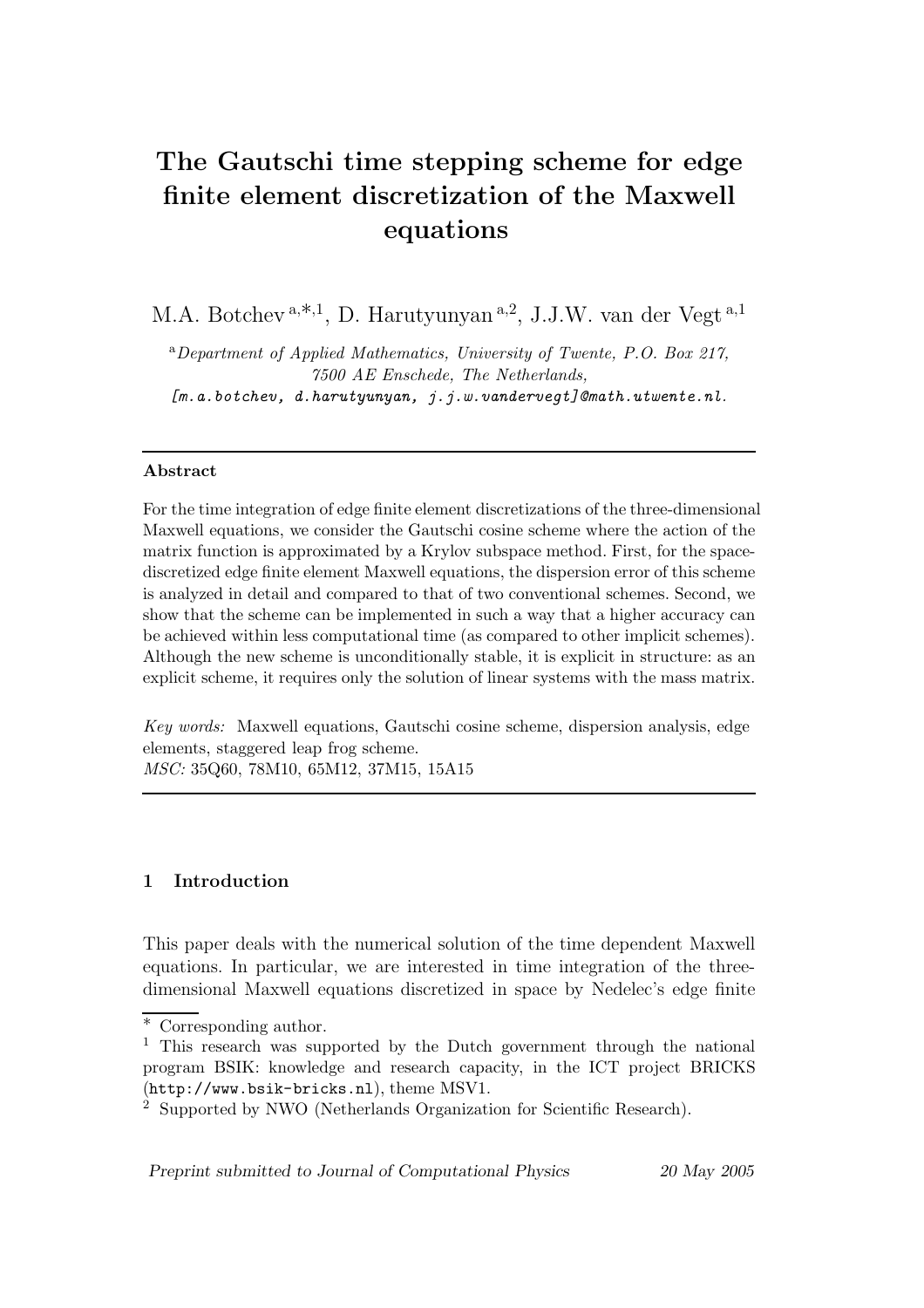# The Gautschi time stepping scheme for edge finite element discretization of the Maxwell equations

M.A. Botchev [a,*,1], D. Harutyunyan [a,2], J.J.W. van der Vegt [a,1]

[a] *Department of Applied Mathematics, University of Twente, P.O. Box 217, 7500 AE Enschede, The Netherlands,*
*[m.a.botchev, d.harutyunyan, j.j.w.vandervegt]@math.utwente.nl.*

---

**Abstract**

For the time integration of edge finite element discretizations of the three-dimensional Maxwell equations, we consider the Gautschi cosine scheme where the action of the matrix function is approximated by a Krylov subspace method. First, for the space-discretized edge finite element Maxwell equations, the dispersion error of this scheme is analyzed in detail and compared to that of two conventional schemes. Second, we show that the scheme can be implemented in such a way that a higher accuracy can be achieved within less computational time (as compared to other implicit schemes). Although the new scheme is unconditionally stable, it is explicit in structure: as an explicit scheme, it requires only the solution of linear systems with the mass matrix.

*Key words:* Maxwell equations, Gautschi cosine scheme, dispersion analysis, edge elements, staggered leap frog scheme.
*MSC:* 35Q60, 78M10, 65M12, 37M15, 15A15

---

## 1 Introduction

This paper deals with the numerical solution of the time dependent Maxwell equations. In particular, we are interested in time integration of the three-dimensional Maxwell equations discretized in space by Nedelec's edge finite

---

[*] Corresponding author.
[1] This research was supported by the Dutch government through the national program BSIK: knowledge and research capacity, in the ICT project BRICKS (http://www.bsik-bricks.nl), theme MSV1.
[2] Supported by NWO (Netherlands Organization for Scientific Research).

*Preprint submitted to Journal of Computational Physics* 20 May 2005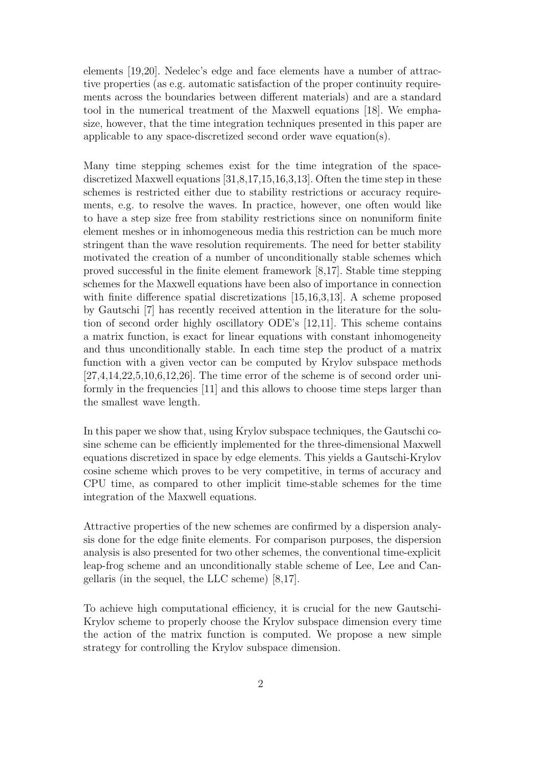elements [19,20]. Nedelec's edge and face elements have a number of attractive properties (as e.g. automatic satisfaction of the proper continuity requirements across the boundaries between different materials) and are a standard tool in the numerical treatment of the Maxwell equations [18]. We emphasize, however, that the time integration techniques presented in this paper are applicable to any space-discretized second order wave equation(s).

Many time stepping schemes exist for the time integration of the space-discretized Maxwell equations [31,8,17,15,16,3,13]. Often the time step in these schemes is restricted either due to stability restrictions or accuracy requirements, e.g. to resolve the waves. In practice, however, one often would like to have a step size free from stability restrictions since on nonuniform finite element meshes or in inhomogeneous media this restriction can be much more stringent than the wave resolution requirements. The need for better stability motivated the creation of a number of unconditionally stable schemes which proved successful in the finite element framework [8,17]. Stable time stepping schemes for the Maxwell equations have been also of importance in connection with finite difference spatial discretizations [15,16,3,13]. A scheme proposed by Gautschi [7] has recently received attention in the literature for the solution of second order highly oscillatory ODE's [12,11]. This scheme contains a matrix function, is exact for linear equations with constant inhomogeneity and thus unconditionally stable. In each time step the product of a matrix function with a given vector can be computed by Krylov subspace methods [27,4,14,22,5,10,6,12,26]. The time error of the scheme is of second order uniformly in the frequencies [11] and this allows to choose time steps larger than the smallest wave length.

In this paper we show that, using Krylov subspace techniques, the Gautschi cosine scheme can be efficiently implemented for the three-dimensional Maxwell equations discretized in space by edge elements. This yields a Gautschi-Krylov cosine scheme which proves to be very competitive, in terms of accuracy and CPU time, as compared to other implicit time-stable schemes for the time integration of the Maxwell equations.

Attractive properties of the new schemes are confirmed by a dispersion analysis done for the edge finite elements. For comparison purposes, the dispersion analysis is also presented for two other schemes, the conventional time-explicit leap-frog scheme and an unconditionally stable scheme of Lee, Lee and Cangellaris (in the sequel, the LLC scheme) [8,17].

To achieve high computational efficiency, it is crucial for the new Gautschi-Krylov scheme to properly choose the Krylov subspace dimension every time the action of the matrix function is computed. We propose a new simple strategy for controlling the Krylov subspace dimension.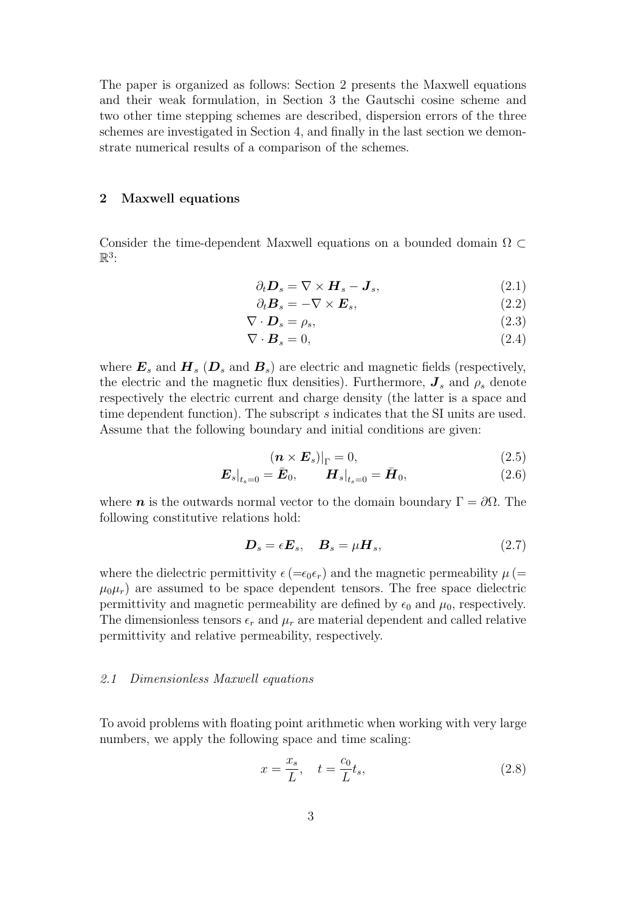The paper is organized as follows: Section 2 presents the Maxwell equations and their weak formulation, in Section 3 the Gautschi cosine scheme and two other time stepping schemes are described, dispersion errors of the three schemes are investigated in Section 4, and finally in the last section we demonstrate numerical results of a comparison of the schemes.

## 2 Maxwell equations

Consider the time-dependent Maxwell equations on a bounded domain $\Omega \subset \mathbb{R}^3$:

$$\partial_t \boldsymbol{D}_s = \nabla \times \boldsymbol{H}_s - \boldsymbol{J}_s, \tag{2.1}$$

$$\partial_t \boldsymbol{B}_s = -\nabla \times \boldsymbol{E}_s, \tag{2.2}$$

$$\nabla \cdot \boldsymbol{D}_s = \rho_s, \tag{2.3}$$

$$\nabla \cdot \boldsymbol{B}_s = 0, \tag{2.4}$$

where $\boldsymbol{E}_s$ and $\boldsymbol{H}_s$ ($\boldsymbol{D}_s$ and $\boldsymbol{B}_s$) are electric and magnetic fields (respectively, the electric and the magnetic flux densities). Furthermore, $\boldsymbol{J}_s$ and $\rho_s$ denote respectively the electric current and charge density (the latter is a space and time dependent function). The subscript $s$ indicates that the SI units are used. Assume that the following boundary and initial conditions are given:

$$(\boldsymbol{n} \times \boldsymbol{E}_s)\big|_{\Gamma} = 0, \tag{2.5}$$

$$\boldsymbol{E}_s\big|_{t_s=0} = \bar{\boldsymbol{E}}_0, \qquad \boldsymbol{H}_s\big|_{t_s=0} = \bar{\boldsymbol{H}}_0, \tag{2.6}$$

where $\boldsymbol{n}$ is the outwards normal vector to the domain boundary $\Gamma = \partial\Omega$. The following constitutive relations hold:

$$\boldsymbol{D}_s = \epsilon \boldsymbol{E}_s, \quad \boldsymbol{B}_s = \mu \boldsymbol{H}_s, \tag{2.7}$$

where the dielectric permittivity $\epsilon$ ($=\epsilon_0\epsilon_r$) and the magnetic permeability $\mu$ ($= \mu_0\mu_r$) are assumed to be space dependent tensors. The free space dielectric permittivity and magnetic permeability are defined by $\epsilon_0$ and $\mu_0$, respectively. The dimensionless tensors $\epsilon_r$ and $\mu_r$ are material dependent and called relative permittivity and relative permeability, respectively.

### *2.1 Dimensionless Maxwell equations*

To avoid problems with floating point arithmetic when working with very large numbers, we apply the following space and time scaling:

$$x = \frac{x_s}{L}, \quad t = \frac{c_0}{L} t_s, \tag{2.8}$$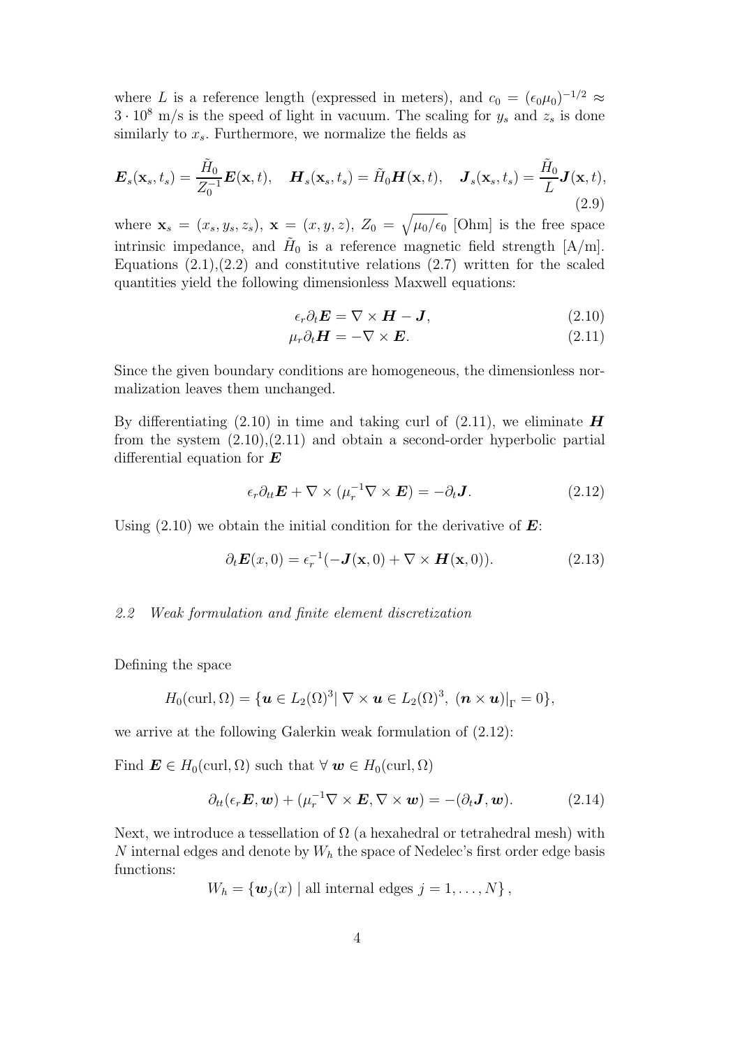where $L$ is a reference length (expressed in meters), and $c_0 = (\epsilon_0 \mu_0)^{-1/2} \approx 3 \cdot 10^8$ m/s is the speed of light in vacuum. The scaling for $y_s$ and $z_s$ is done similarly to $x_s$. Furthermore, we normalize the fields as

$$\boldsymbol{E}_s(\mathbf{x}_s, t_s) = \frac{\tilde{H}_0}{Z_0^{-1}} \boldsymbol{E}(\mathbf{x}, t), \quad \boldsymbol{H}_s(\mathbf{x}_s, t_s) = \tilde{H}_0 \boldsymbol{H}(\mathbf{x}, t), \quad \boldsymbol{J}_s(\mathbf{x}_s, t_s) = \frac{\tilde{H}_0}{L} \boldsymbol{J}(\mathbf{x}, t), \tag{2.9}$$

where $\mathbf{x}_s = (x_s, y_s, z_s)$, $\mathbf{x} = (x, y, z)$, $Z_0 = \sqrt{\mu_0/\epsilon_0}$ [Ohm] is the free space intrinsic impedance, and $\tilde{H}_0$ is a reference magnetic field strength [A/m]. Equations (2.1),(2.2) and constitutive relations (2.7) written for the scaled quantities yield the following dimensionless Maxwell equations:

$$\epsilon_r \partial_t \boldsymbol{E} = \nabla \times \boldsymbol{H} - \boldsymbol{J}, \tag{2.10}$$

$$\mu_r \partial_t \boldsymbol{H} = -\nabla \times \boldsymbol{E}. \tag{2.11}$$

Since the given boundary conditions are homogeneous, the dimensionless normalization leaves them unchanged.

By differentiating (2.10) in time and taking curl of (2.11), we eliminate $\boldsymbol{H}$ from the system (2.10),(2.11) and obtain a second-order hyperbolic partial differential equation for $\boldsymbol{E}$

$$\epsilon_r \partial_{tt} \boldsymbol{E} + \nabla \times (\mu_r^{-1} \nabla \times \boldsymbol{E}) = -\partial_t \boldsymbol{J}. \tag{2.12}$$

Using (2.10) we obtain the initial condition for the derivative of $\boldsymbol{E}$:

$$\partial_t \boldsymbol{E}(x, 0) = \epsilon_r^{-1}(-\boldsymbol{J}(\mathbf{x}, 0) + \nabla \times \boldsymbol{H}(\mathbf{x}, 0)). \tag{2.13}$$

### *2.2 Weak formulation and finite element discretization*

Defining the space

$$H_0(\text{curl}, \Omega) = \{\boldsymbol{u} \in L_2(\Omega)^3 | \; \nabla \times \boldsymbol{u} \in L_2(\Omega)^3, \; (\boldsymbol{n} \times \boldsymbol{u})|_\Gamma = 0\},$$

we arrive at the following Galerkin weak formulation of (2.12):

Find $\boldsymbol{E} \in H_0(\text{curl}, \Omega)$ such that $\forall \; \boldsymbol{w} \in H_0(\text{curl}, \Omega)$

$$\partial_{tt}(\epsilon_r \boldsymbol{E}, \boldsymbol{w}) + (\mu_r^{-1} \nabla \times \boldsymbol{E}, \nabla \times \boldsymbol{w}) = -(\partial_t \boldsymbol{J}, \boldsymbol{w}). \tag{2.14}$$

Next, we introduce a tessellation of $\Omega$ (a hexahedral or tetrahedral mesh) with $N$ internal edges and denote by $W_h$ the space of Nedelec's first order edge basis functions:

$$W_h = \{\boldsymbol{w}_j(x) \mid \text{all internal edges } j = 1, \ldots, N\},$$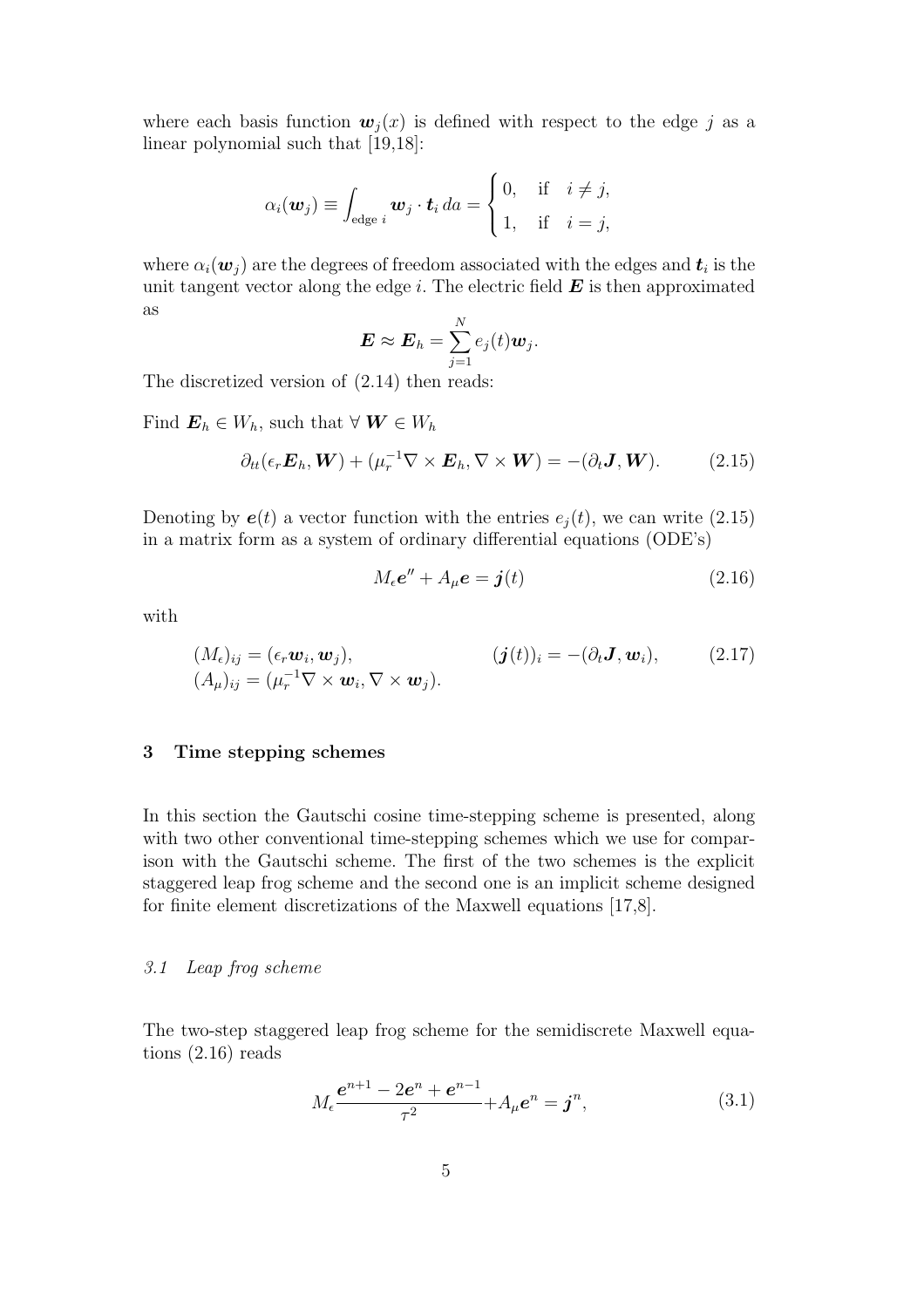where each basis function $\boldsymbol{w}_j(x)$ is defined with respect to the edge $j$ as a linear polynomial such that [19,18]:

$$\alpha_i(\boldsymbol{w}_j) \equiv \int_{\text{edge } i} \boldsymbol{w}_j \cdot \boldsymbol{t}_i \, da = \begin{cases} 0, & \text{if} \quad i \neq j, \\ 1, & \text{if} \quad i = j, \end{cases}$$

where $\alpha_i(\boldsymbol{w}_j)$ are the degrees of freedom associated with the edges and $\boldsymbol{t}_i$ is the unit tangent vector along the edge $i$. The electric field $\boldsymbol{E}$ is then approximated as

$$\boldsymbol{E} \approx \boldsymbol{E}_h = \sum_{j=1}^{N} e_j(t) \boldsymbol{w}_j.$$

The discretized version of (2.14) then reads:

Find $\boldsymbol{E}_h \in W_h$, such that $\forall \, \boldsymbol{W} \in W_h$

$$\partial_{tt}(\epsilon_r \boldsymbol{E}_h, \boldsymbol{W}) + (\mu_r^{-1} \nabla \times \boldsymbol{E}_h, \nabla \times \boldsymbol{W}) = -(\partial_t \boldsymbol{J}, \boldsymbol{W}). \tag{2.15}$$

Denoting by $\boldsymbol{e}(t)$ a vector function with the entries $e_j(t)$, we can write (2.15) in a matrix form as a system of ordinary differential equations (ODE's)

$$M_\epsilon \boldsymbol{e}'' + A_\mu \boldsymbol{e} = \boldsymbol{j}(t) \tag{2.16}$$

with

$$\begin{aligned} (M_\epsilon)_{ij} &= (\epsilon_r \boldsymbol{w}_i, \boldsymbol{w}_j), & \qquad (\boldsymbol{j}(t))_i &= -(\partial_t \boldsymbol{J}, \boldsymbol{w}_i), \\ (A_\mu)_{ij} &= (\mu_r^{-1} \nabla \times \boldsymbol{w}_i, \nabla \times \boldsymbol{w}_j). \end{aligned} \tag{2.17}$$

## 3 Time stepping schemes

In this section the Gautschi cosine time-stepping scheme is presented, along with two other conventional time-stepping schemes which we use for comparison with the Gautschi scheme. The first of the two schemes is the explicit staggered leap frog scheme and the second one is an implicit scheme designed for finite element discretizations of the Maxwell equations [17,8].

### *3.1 Leap frog scheme*

The two-step staggered leap frog scheme for the semidiscrete Maxwell equations (2.16) reads

$$M_\epsilon \frac{\boldsymbol{e}^{n+1} - 2\boldsymbol{e}^n + \boldsymbol{e}^{n-1}}{\tau^2} + A_\mu \boldsymbol{e}^n = \boldsymbol{j}^n, \tag{3.1}$$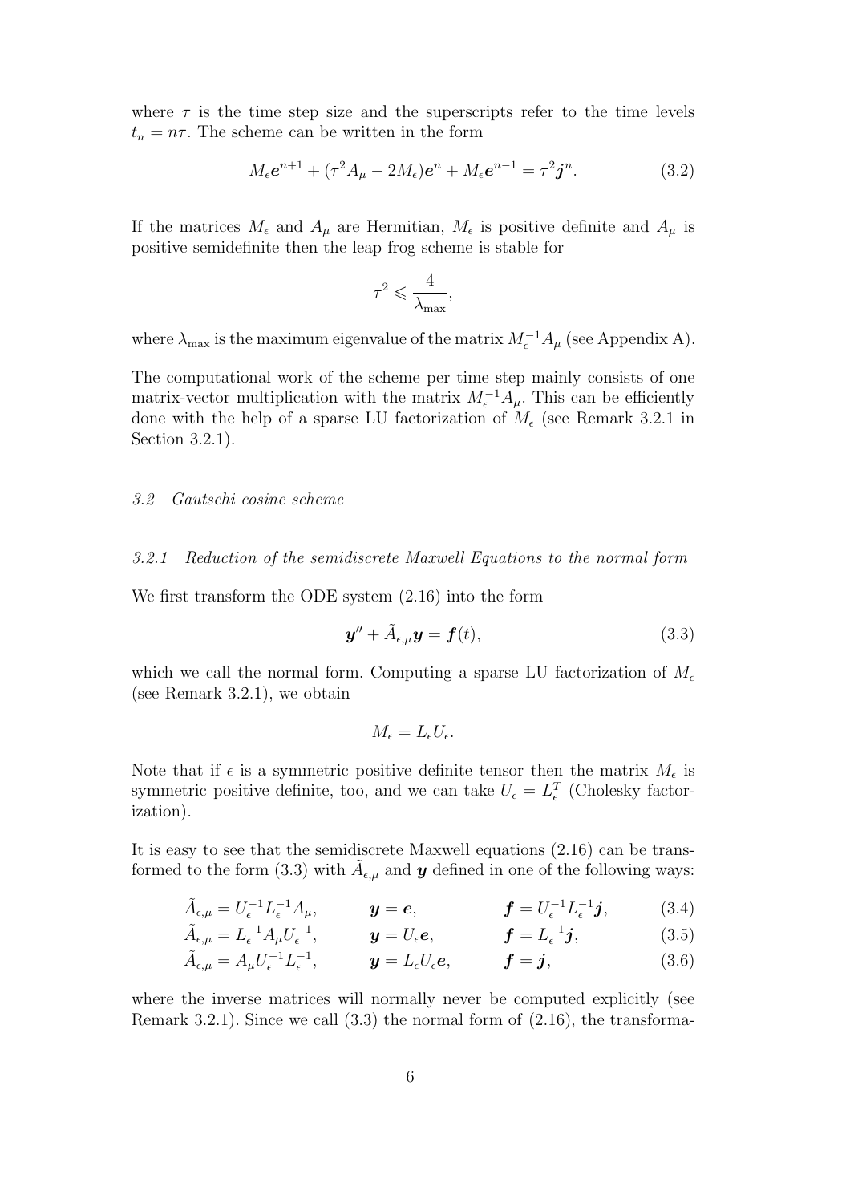where $\tau$ is the time step size and the superscripts refer to the time levels $t_n = n\tau$. The scheme can be written in the form

$$M_\epsilon \boldsymbol{e}^{n+1} + (\tau^2 A_\mu - 2M_\epsilon)\boldsymbol{e}^n + M_\epsilon \boldsymbol{e}^{n-1} = \tau^2 \boldsymbol{j}^n. \tag{3.2}$$

If the matrices $M_\epsilon$ and $A_\mu$ are Hermitian, $M_\epsilon$ is positive definite and $A_\mu$ is positive semidefinite then the leap frog scheme is stable for

$$\tau^2 \leqslant \frac{4}{\lambda_{\max}},$$

where $\lambda_{\max}$ is the maximum eigenvalue of the matrix $M_\epsilon^{-1}A_\mu$ (see Appendix A).

The computational work of the scheme per time step mainly consists of one matrix-vector multiplication with the matrix $M_\epsilon^{-1}A_\mu$. This can be efficiently done with the help of a sparse LU factorization of $M_\epsilon$ (see Remark 3.2.1 in Section 3.2.1).

### *3.2 Gautschi cosine scheme*

#### *3.2.1 Reduction of the semidiscrete Maxwell Equations to the normal form*

We first transform the ODE system (2.16) into the form

$$\boldsymbol{y}'' + \tilde{A}_{\epsilon,\mu}\boldsymbol{y} = \boldsymbol{f}(t), \tag{3.3}$$

which we call the normal form. Computing a sparse LU factorization of $M_\epsilon$ (see Remark 3.2.1), we obtain

$$M_\epsilon = L_\epsilon U_\epsilon.$$

Note that if $\epsilon$ is a symmetric positive definite tensor then the matrix $M_\epsilon$ is symmetric positive definite, too, and we can take $U_\epsilon = L_\epsilon^T$ (Cholesky factorization).

It is easy to see that the semidiscrete Maxwell equations (2.16) can be transformed to the form (3.3) with $\tilde{A}_{\epsilon,\mu}$ and $\boldsymbol{y}$ defined in one of the following ways:

$$\tilde{A}_{\epsilon,\mu} = U_\epsilon^{-1}L_\epsilon^{-1}A_\mu, \qquad \boldsymbol{y} = \boldsymbol{e}, \qquad \boldsymbol{f} = U_\epsilon^{-1}L_\epsilon^{-1}\boldsymbol{j}, \tag{3.4}$$

$$\tilde{A}_{\epsilon,\mu} = L_\epsilon^{-1}A_\mu U_\epsilon^{-1}, \qquad \boldsymbol{y} = U_\epsilon\boldsymbol{e}, \qquad \boldsymbol{f} = L_\epsilon^{-1}\boldsymbol{j}, \tag{3.5}$$

$$\tilde{A}_{\epsilon,\mu} = A_\mu U_\epsilon^{-1}L_\epsilon^{-1}, \qquad \boldsymbol{y} = L_\epsilon U_\epsilon\boldsymbol{e}, \qquad \boldsymbol{f} = \boldsymbol{j}, \tag{3.6}$$

where the inverse matrices will normally never be computed explicitly (see Remark 3.2.1). Since we call (3.3) the normal form of (2.16), the transforma-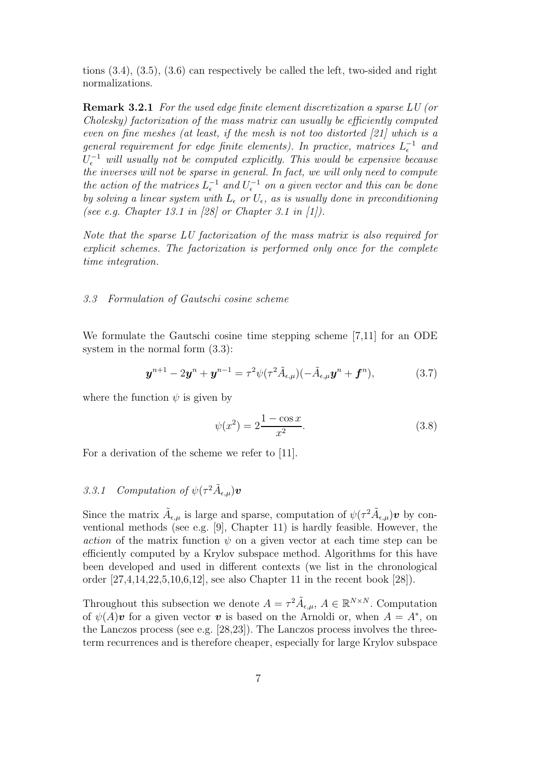tions (3.4), (3.5), (3.6) can respectively be called the left, two-sided and right normalizations.

**Remark 3.2.1** *For the used edge finite element discretization a sparse LU (or Cholesky) factorization of the mass matrix can usually be efficiently computed even on fine meshes (at least, if the mesh is not too distorted [21] which is a general requirement for edge finite elements). In practice, matrices $L_\epsilon^{-1}$ and $U_\epsilon^{-1}$ will usually not be computed explicitly. This would be expensive because the inverses will not be sparse in general. In fact, we will only need to compute the action of the matrices $L_\epsilon^{-1}$ and $U_\epsilon^{-1}$ on a given vector and this can be done by solving a linear system with $L_\epsilon$ or $U_\epsilon$, as is usually done in preconditioning (see e.g. Chapter 13.1 in [28] or Chapter 3.1 in [1]).*

*Note that the sparse LU factorization of the mass matrix is also required for explicit schemes. The factorization is performed only once for the complete time integration.*

### *3.3 Formulation of Gautschi cosine scheme*

We formulate the Gautschi cosine time stepping scheme [7,11] for an ODE system in the normal form (3.3):

$$\boldsymbol{y}^{n+1} - 2\boldsymbol{y}^n + \boldsymbol{y}^{n-1} = \tau^2 \psi(\tau^2 \tilde{A}_{\epsilon,\mu})(-\tilde{A}_{\epsilon,\mu}\boldsymbol{y}^n + \boldsymbol{f}^n), \tag{3.7}$$

where the function $\psi$ is given by

$$\psi(x^2) = 2\frac{1-\cos x}{x^2}. \tag{3.8}$$

For a derivation of the scheme we refer to [11].

#### *3.3.1 Computation of $\psi(\tau^2 \tilde{A}_{\epsilon,\mu})\boldsymbol{v}$*

Since the matrix $\tilde{A}_{\epsilon,\mu}$ is large and sparse, computation of $\psi(\tau^2 \tilde{A}_{\epsilon,\mu})\boldsymbol{v}$ by conventional methods (see e.g. [9], Chapter 11) is hardly feasible. However, the *action* of the matrix function $\psi$ on a given vector at each time step can be efficiently computed by a Krylov subspace method. Algorithms for this have been developed and used in different contexts (we list in the chronological order [27,4,14,22,5,10,6,12], see also Chapter 11 in the recent book [28]).

Throughout this subsection we denote $A = \tau^2 \tilde{A}_{\epsilon,\mu}$, $A \in \mathbb{R}^{N\times N}$. Computation of $\psi(A)\boldsymbol{v}$ for a given vector $\boldsymbol{v}$ is based on the Arnoldi or, when $A = A^*$, on the Lanczos process (see e.g. [28,23]). The Lanczos process involves the three-term recurrences and is therefore cheaper, especially for large Krylov subspace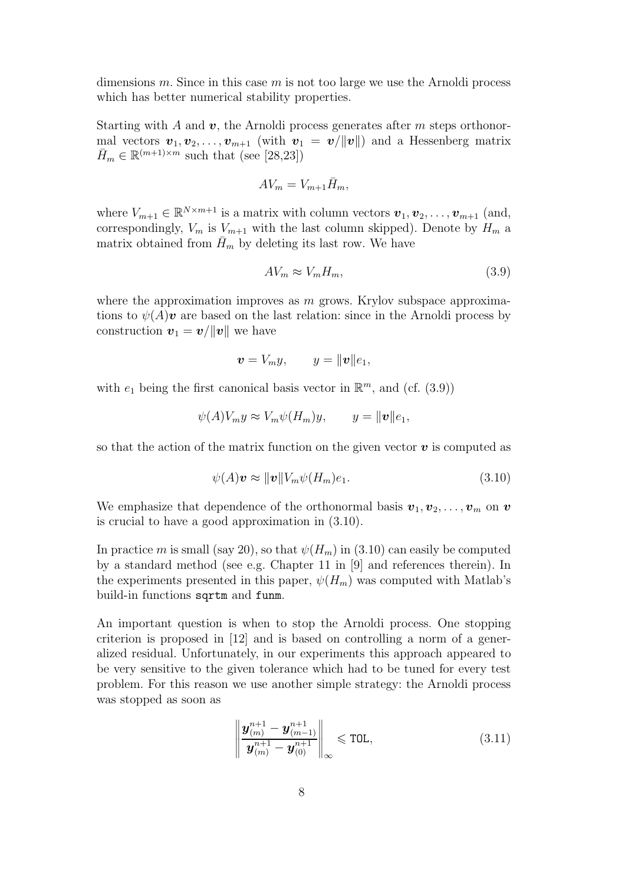dimensions $m$. Since in this case $m$ is not too large we use the Arnoldi process which has better numerical stability properties.

Starting with $A$ and $\boldsymbol{v}$, the Arnoldi process generates after $m$ steps orthonormal vectors $\boldsymbol{v}_1, \boldsymbol{v}_2, \ldots, \boldsymbol{v}_{m+1}$ (with $\boldsymbol{v}_1 = \boldsymbol{v}/\|\boldsymbol{v}\|$) and a Hessenberg matrix $\bar{H}_m \in \mathbb{R}^{(m+1)\times m}$ such that (see [28,23])

$$AV_m = V_{m+1}\bar{H}_m,$$

where $V_{m+1} \in \mathbb{R}^{N\times m+1}$ is a matrix with column vectors $\boldsymbol{v}_1, \boldsymbol{v}_2, \ldots, \boldsymbol{v}_{m+1}$ (and, correspondingly, $V_m$ is $V_{m+1}$ with the last column skipped). Denote by $H_m$ a matrix obtained from $\bar{H}_m$ by deleting its last row. We have

$$AV_m \approx V_m H_m, \tag{3.9}$$

where the approximation improves as $m$ grows. Krylov subspace approximations to $\psi(A)\boldsymbol{v}$ are based on the last relation: since in the Arnoldi process by construction $\boldsymbol{v}_1 = \boldsymbol{v}/\|\boldsymbol{v}\|$ we have

$$\boldsymbol{v} = V_m y, \qquad y = \|\boldsymbol{v}\| e_1,$$

with $e_1$ being the first canonical basis vector in $\mathbb{R}^m$, and (cf. (3.9))

$$\psi(A)V_m y \approx V_m \psi(H_m) y, \qquad y = \|\boldsymbol{v}\| e_1,$$

so that the action of the matrix function on the given vector $\boldsymbol{v}$ is computed as

$$\psi(A)\boldsymbol{v} \approx \|\boldsymbol{v}\| V_m \psi(H_m) e_1. \tag{3.10}$$

We emphasize that dependence of the orthonormal basis $\boldsymbol{v}_1, \boldsymbol{v}_2, \ldots, \boldsymbol{v}_m$ on $\boldsymbol{v}$ is crucial to have a good approximation in (3.10).

In practice $m$ is small (say 20), so that $\psi(H_m)$ in (3.10) can easily be computed by a standard method (see e.g. Chapter 11 in [9] and references therein). In the experiments presented in this paper, $\psi(H_m)$ was computed with Matlab's build-in functions `sqrtm` and `funm`.

An important question is when to stop the Arnoldi process. One stopping criterion is proposed in [12] and is based on controlling a norm of a generalized residual. Unfortunately, in our experiments this approach appeared to be very sensitive to the given tolerance which had to be tuned for every test problem. For this reason we use another simple strategy: the Arnoldi process was stopped as soon as

$$\left\| \frac{\boldsymbol{y}_{(m)}^{n+1} - \boldsymbol{y}_{(m-1)}^{n+1}}{\boldsymbol{y}_{(m)}^{n+1} - \boldsymbol{y}_{(0)}^{n+1}} \right\|_\infty \leqslant \texttt{TOL}, \tag{3.11}$$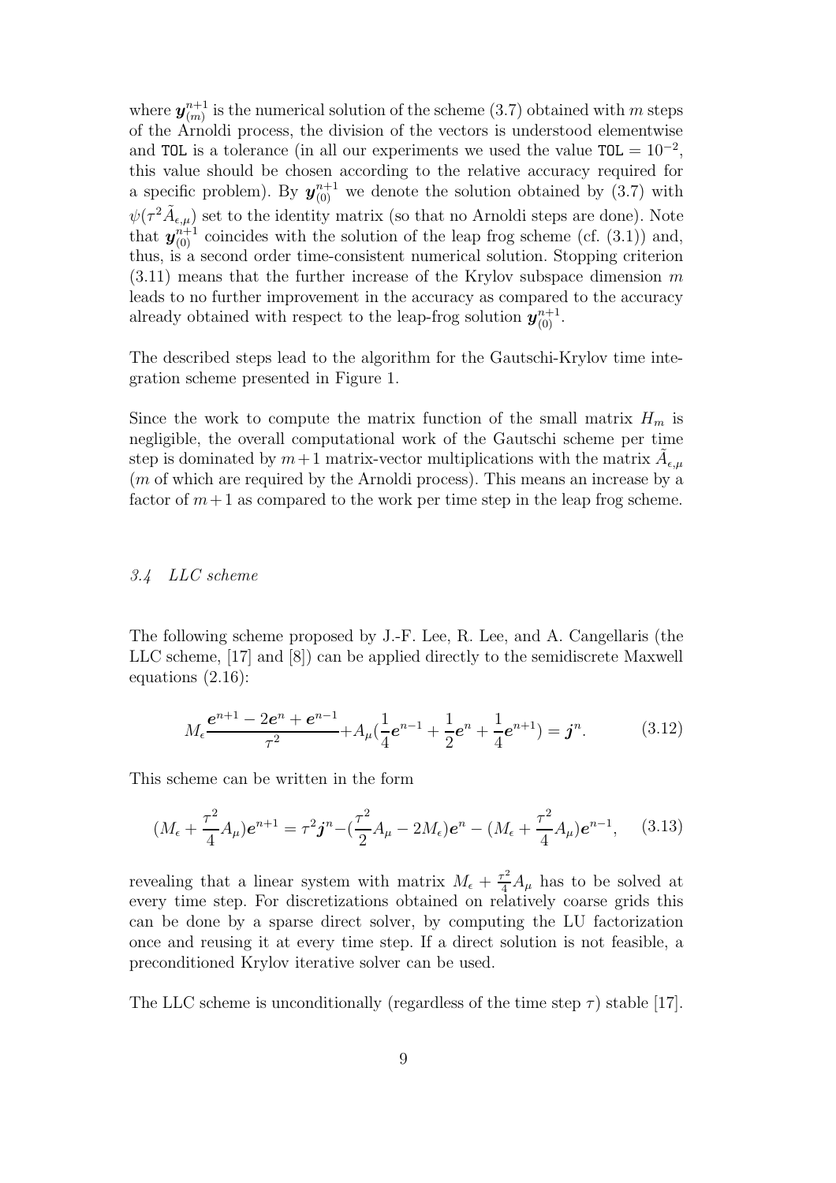where $\boldsymbol{y}_{(m)}^{n+1}$ is the numerical solution of the scheme (3.7) obtained with $m$ steps of the Arnoldi process, the division of the vectors is understood elementwise and `TOL` is a tolerance (in all our experiments we used the value $\texttt{TOL} = 10^{-2}$, this value should be chosen according to the relative accuracy required for a specific problem). By $\boldsymbol{y}_{(0)}^{n+1}$ we denote the solution obtained by (3.7) with $\psi(\tau^2 \tilde{A}_{\epsilon,\mu})$ set to the identity matrix (so that no Arnoldi steps are done). Note that $\boldsymbol{y}_{(0)}^{n+1}$ coincides with the solution of the leap frog scheme (cf. (3.1)) and, thus, is a second order time-consistent numerical solution. Stopping criterion (3.11) means that the further increase of the Krylov subspace dimension $m$ leads to no further improvement in the accuracy as compared to the accuracy already obtained with respect to the leap-frog solution $\boldsymbol{y}_{(0)}^{n+1}$.

The described steps lead to the algorithm for the Gautschi-Krylov time integration scheme presented in Figure 1.

Since the work to compute the matrix function of the small matrix $H_m$ is negligible, the overall computational work of the Gautschi scheme per time step is dominated by $m+1$ matrix-vector multiplications with the matrix $\tilde{A}_{\epsilon,\mu}$ ($m$ of which are required by the Arnoldi process). This means an increase by a factor of $m+1$ as compared to the work per time step in the leap frog scheme.

### *3.4 LLC scheme*

The following scheme proposed by J.-F. Lee, R. Lee, and A. Cangellaris (the LLC scheme, [17] and [8]) can be applied directly to the semidiscrete Maxwell equations (2.16):

$$M_\epsilon \frac{\boldsymbol{e}^{n+1} - 2\boldsymbol{e}^n + \boldsymbol{e}^{n-1}}{\tau^2} + A_\mu \left(\frac{1}{4}\boldsymbol{e}^{n-1} + \frac{1}{2}\boldsymbol{e}^n + \frac{1}{4}\boldsymbol{e}^{n+1}\right) = \boldsymbol{j}^n. \tag{3.12}$$

This scheme can be written in the form

$$(M_\epsilon + \frac{\tau^2}{4} A_\mu)\boldsymbol{e}^{n+1} = \tau^2 \boldsymbol{j}^n - (\frac{\tau^2}{2} A_\mu - 2M_\epsilon)\boldsymbol{e}^n - (M_\epsilon + \frac{\tau^2}{4} A_\mu)\boldsymbol{e}^{n-1}, \tag{3.13}$$

revealing that a linear system with matrix $M_\epsilon + \frac{\tau^2}{4} A_\mu$ has to be solved at every time step. For discretizations obtained on relatively coarse grids this can be done by a sparse direct solver, by computing the LU factorization once and reusing it at every time step. If a direct solution is not feasible, a preconditioned Krylov iterative solver can be used.

The LLC scheme is unconditionally (regardless of the time step $\tau$) stable [17].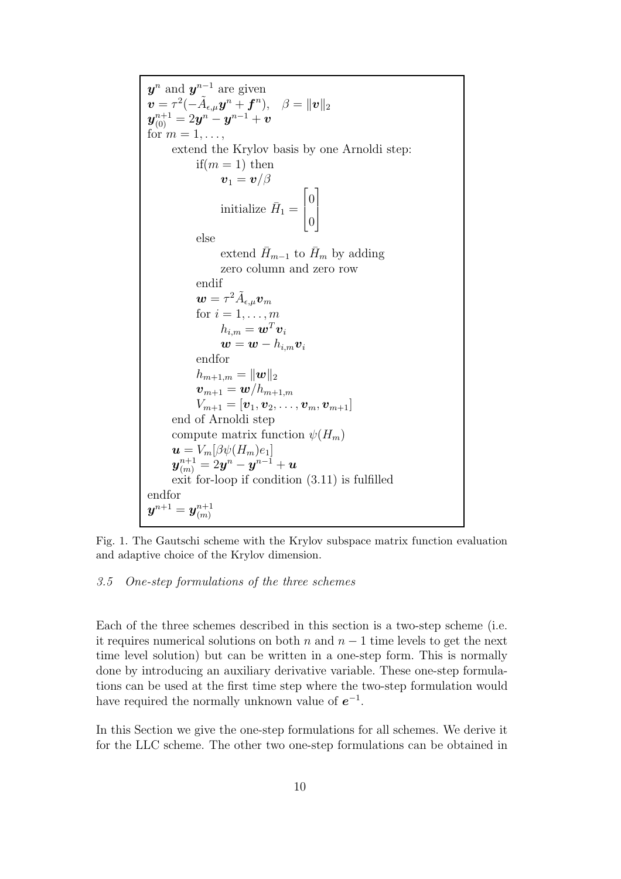```
y^n and y^{n-1} are given
v = τ^2(-Ã_{ε,μ} y^n + f^n),   β = ||v||_2
y^{n+1}_{(0)} = 2y^n - y^{n-1} + v
for m = 1, ...,
    extend the Krylov basis by one Arnoldi step:
        if(m = 1) then
            v_1 = v/β
            initialize H̄_1 = [0; 0]
        else
            extend H̄_{m-1} to H̄_m by adding
            zero column and zero row
        endif
        w = τ^2 Ã_{ε,μ} v_m
        for i = 1, ..., m
            h_{i,m} = w^T v_i
            w = w - h_{i,m} v_i
        endfor
        h_{m+1,m} = ||w||_2
        v_{m+1} = w/h_{m+1,m}
        V_{m+1} = [v_1, v_2, ..., v_m, v_{m+1}]
    end of Arnoldi step
    compute matrix function ψ(H_m)
    u = V_m[β ψ(H_m) e_1]
    y^{n+1}_{(m)} = 2y^n - y^{n-1} + u
    exit for-loop if condition (3.11) is fulfilled
endfor
y^{n+1} = y^{n+1}_{(m)}
```

Fig. 1. The Gautschi scheme with the Krylov subspace matrix function evaluation and adaptive choice of the Krylov dimension.

### *3.5 One-step formulations of the three schemes*

Each of the three schemes described in this section is a two-step scheme (i.e. it requires numerical solutions on both $n$ and $n-1$ time levels to get the next time level solution) but can be written in a one-step form. This is normally done by introducing an auxiliary derivative variable. These one-step formulations can be used at the first time step where the two-step formulation would have required the normally unknown value of $\boldsymbol{e}^{-1}$.

In this Section we give the one-step formulations for all schemes. We derive it for the LLC scheme. The other two one-step formulations can be obtained in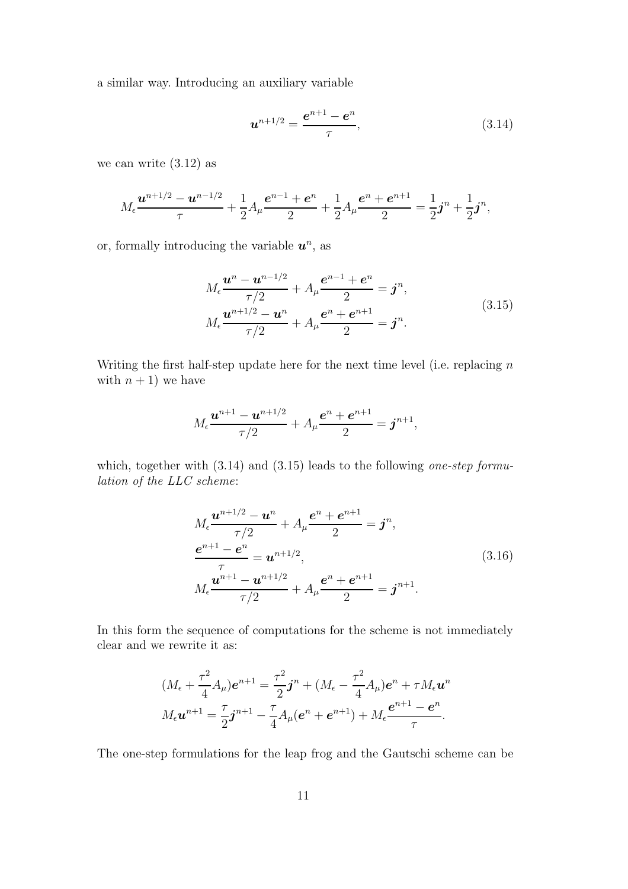a similar way. Introducing an auxiliary variable

$$
\boldsymbol{u}^{n+1/2} = \frac{\boldsymbol{e}^{n+1} - \boldsymbol{e}^{n}}{\tau}, \tag{3.14}
$$

we can write (3.12) as

$$
M_\epsilon \frac{\boldsymbol{u}^{n+1/2} - \boldsymbol{u}^{n-1/2}}{\tau} + \frac{1}{2} A_\mu \frac{\boldsymbol{e}^{n-1} + \boldsymbol{e}^{n}}{2} + \frac{1}{2} A_\mu \frac{\boldsymbol{e}^{n} + \boldsymbol{e}^{n+1}}{2} = \frac{1}{2}\boldsymbol{j}^n + \frac{1}{2}\boldsymbol{j}^n,
$$

or, formally introducing the variable $\boldsymbol{u}^n$, as

$$
\begin{aligned}
M_\epsilon \frac{\boldsymbol{u}^{n} - \boldsymbol{u}^{n-1/2}}{\tau/2} + A_\mu \frac{\boldsymbol{e}^{n-1} + \boldsymbol{e}^{n}}{2} &= \boldsymbol{j}^n, \\
M_\epsilon \frac{\boldsymbol{u}^{n+1/2} - \boldsymbol{u}^{n}}{\tau/2} + A_\mu \frac{\boldsymbol{e}^{n} + \boldsymbol{e}^{n+1}}{2} &= \boldsymbol{j}^n.
\end{aligned} \tag{3.15}
$$

Writing the first half-step update here for the next time level (i.e. replacing $n$ with $n+1$) we have

$$
M_\epsilon \frac{\boldsymbol{u}^{n+1} - \boldsymbol{u}^{n+1/2}}{\tau/2} + A_\mu \frac{\boldsymbol{e}^{n} + \boldsymbol{e}^{n+1}}{2} = \boldsymbol{j}^{n+1},
$$

which, together with (3.14) and (3.15) leads to the following *one-step formulation of the LLC scheme*:

$$
\begin{aligned}
M_\epsilon \frac{\boldsymbol{u}^{n+1/2} - \boldsymbol{u}^{n}}{\tau/2} + A_\mu \frac{\boldsymbol{e}^{n} + \boldsymbol{e}^{n+1}}{2} &= \boldsymbol{j}^n, \\
\frac{\boldsymbol{e}^{n+1} - \boldsymbol{e}^{n}}{\tau} &= \boldsymbol{u}^{n+1/2}, \\
M_\epsilon \frac{\boldsymbol{u}^{n+1} - \boldsymbol{u}^{n+1/2}}{\tau/2} + A_\mu \frac{\boldsymbol{e}^{n} + \boldsymbol{e}^{n+1}}{2} &= \boldsymbol{j}^{n+1}.
\end{aligned} \tag{3.16}
$$

In this form the sequence of computations for the scheme is not immediately clear and we rewrite it as:

$$
\begin{aligned}
(M_\epsilon + \frac{\tau^2}{4} A_\mu)\boldsymbol{e}^{n+1} &= \frac{\tau^2}{2}\boldsymbol{j}^n + (M_\epsilon - \frac{\tau^2}{4} A_\mu)\boldsymbol{e}^{n} + \tau M_\epsilon \boldsymbol{u}^n \\
M_\epsilon \boldsymbol{u}^{n+1} &= \frac{\tau}{2}\boldsymbol{j}^{n+1} - \frac{\tau}{4} A_\mu (\boldsymbol{e}^{n} + \boldsymbol{e}^{n+1}) + M_\epsilon \frac{\boldsymbol{e}^{n+1} - \boldsymbol{e}^{n}}{\tau}.
\end{aligned}
$$

The one-step formulations for the leap frog and the Gautschi scheme can be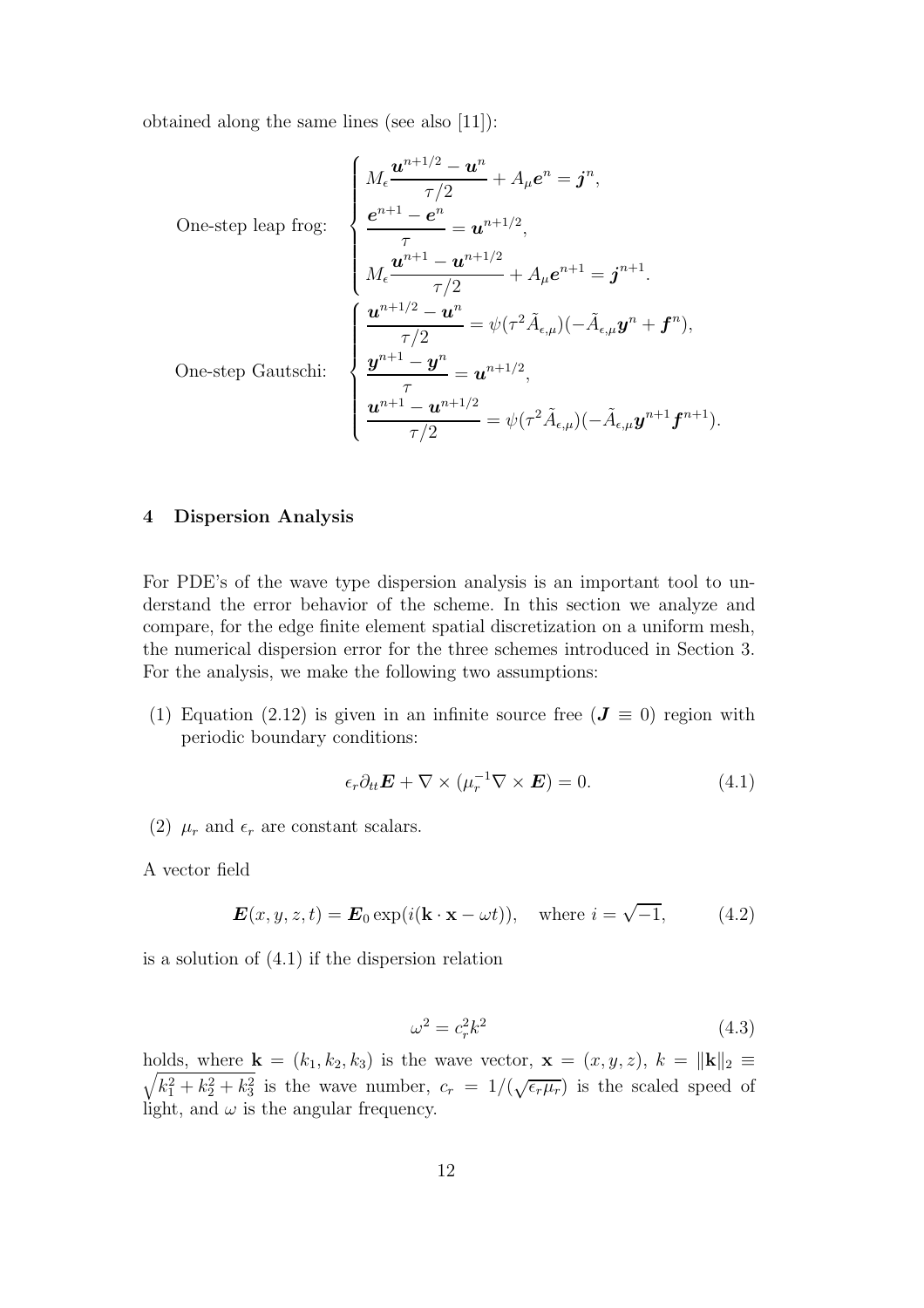obtained along the same lines (see also [11]):

$$
\text{One-step leap frog:} \quad \begin{cases} M_\epsilon \dfrac{\boldsymbol{u}^{n+1/2} - \boldsymbol{u}^n}{\tau/2} + A_\mu \boldsymbol{e}^n = \boldsymbol{j}^n, \\ \dfrac{\boldsymbol{e}^{n+1} - \boldsymbol{e}^n}{\tau} = \boldsymbol{u}^{n+1/2}, \\ M_\epsilon \dfrac{\boldsymbol{u}^{n+1} - \boldsymbol{u}^{n+1/2}}{\tau/2} + A_\mu \boldsymbol{e}^{n+1} = \boldsymbol{j}^{n+1}. \end{cases}
$$

$$
\text{One-step Gautschi:} \quad \begin{cases} \dfrac{\boldsymbol{u}^{n+1/2} - \boldsymbol{u}^n}{\tau/2} = \psi(\tau^2 \tilde{A}_{\epsilon,\mu})(-\tilde{A}_{\epsilon,\mu} \boldsymbol{y}^n + \boldsymbol{f}^n), \\ \dfrac{\boldsymbol{y}^{n+1} - \boldsymbol{y}^n}{\tau} = \boldsymbol{u}^{n+1/2}, \\ \dfrac{\boldsymbol{u}^{n+1} - \boldsymbol{u}^{n+1/2}}{\tau/2} = \psi(\tau^2 \tilde{A}_{\epsilon,\mu})(-\tilde{A}_{\epsilon,\mu} \boldsymbol{y}^{n+1} \boldsymbol{f}^{n+1}). \end{cases}
$$

## 4 Dispersion Analysis

For PDE's of the wave type dispersion analysis is an important tool to understand the error behavior of the scheme. In this section we analyze and compare, for the edge finite element spatial discretization on a uniform mesh, the numerical dispersion error for the three schemes introduced in Section 3. For the analysis, we make the following two assumptions:

(1) Equation (2.12) is given in an infinite source free ($\boldsymbol{J} \equiv 0$) region with periodic boundary conditions:

$$
\epsilon_r \partial_{tt} \boldsymbol{E} + \nabla \times (\mu_r^{-1} \nabla \times \boldsymbol{E}) = 0. \tag{4.1}
$$

(2) $\mu_r$ and $\epsilon_r$ are constant scalars.

A vector field

$$
\boldsymbol{E}(x, y, z, t) = \boldsymbol{E}_0 \exp(i(\mathbf{k} \cdot \mathbf{x} - \omega t)), \quad \text{where } i = \sqrt{-1}, \tag{4.2}
$$

is a solution of (4.1) if the dispersion relation

$$
\omega^2 = c_r^2 k^2 \tag{4.3}
$$

holds, where $\mathbf{k} = (k_1, k_2, k_3)$ is the wave vector, $\mathbf{x} = (x, y, z)$, $k = \|\mathbf{k}\|_2 \equiv \sqrt{k_1^2 + k_2^2 + k_3^2}$ is the wave number, $c_r = 1/(\sqrt{\epsilon_r \mu_r})$ is the scaled speed of light, and $\omega$ is the angular frequency.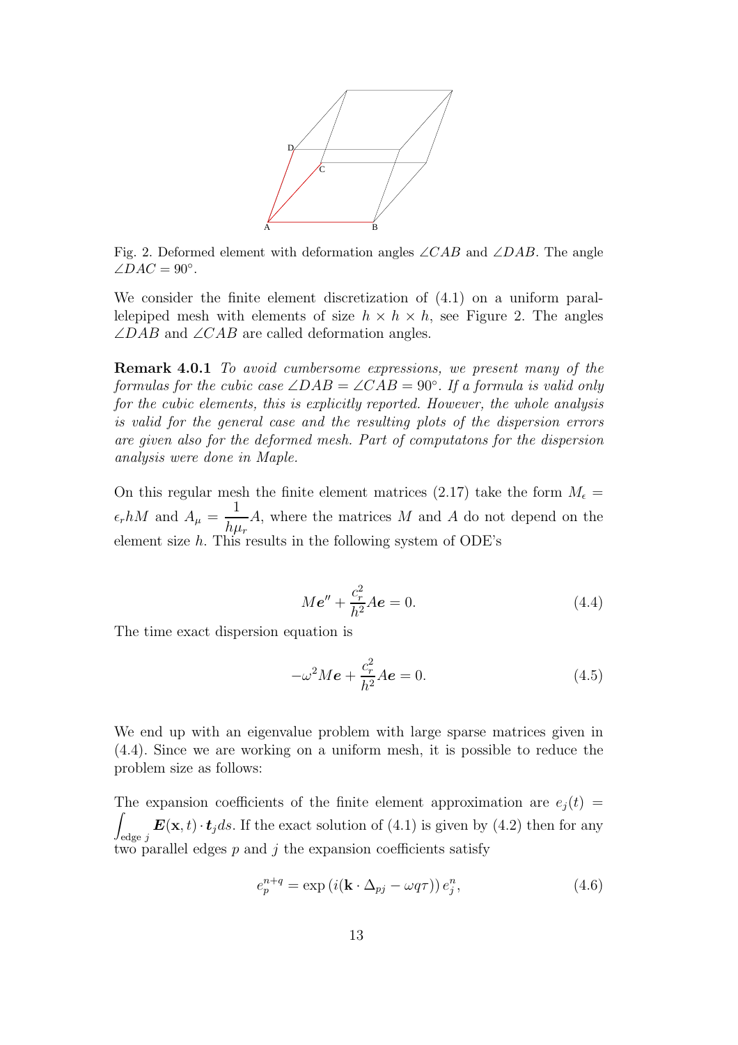Fig. 2. Deformed element with deformation angles $\angle CAB$ and $\angle DAB$. The angle $\angle DAC = 90^\circ$.

We consider the finite element discretization of (4.1) on a uniform parallelepiped mesh with elements of size $h \times h \times h$, see Figure 2. The angles $\angle DAB$ and $\angle CAB$ are called deformation angles.

**Remark 4.0.1** *To avoid cumbersome expressions, we present many of the formulas for the cubic case $\angle DAB = \angle CAB = 90^\circ$. If a formula is valid only for the cubic elements, this is explicitly reported. However, the whole analysis is valid for the general case and the resulting plots of the dispersion errors are given also for the deformed mesh. Part of computatons for the dispersion analysis were done in Maple.*

On this regular mesh the finite element matrices (2.17) take the form $M_\epsilon = \epsilon_r h M$ and $A_\mu = \dfrac{1}{h\mu_r} A$, where the matrices $M$ and $A$ do not depend on the element size $h$. This results in the following system of ODE's

$$M\boldsymbol{e}'' + \frac{c_r^2}{h^2} A\boldsymbol{e} = 0. \tag{4.4}$$

The time exact dispersion equation is

$$-\omega^2 M\boldsymbol{e} + \frac{c_r^2}{h^2} A\boldsymbol{e} = 0. \tag{4.5}$$

We end up with an eigenvalue problem with large sparse matrices given in (4.4). Since we are working on a uniform mesh, it is possible to reduce the problem size as follows:

The expansion coefficients of the finite element approximation are $e_j(t) = \int_{\text{edge } j} \boldsymbol{E}(\mathbf{x}, t) \cdot \boldsymbol{t}_j ds$. If the exact solution of (4.1) is given by (4.2) then for any two parallel edges $p$ and $j$ the expansion coefficients satisfy

$$e_p^{n+q} = \exp\left(i(\mathbf{k} \cdot \Delta_{pj} - \omega q \tau)\right) e_j^n, \tag{4.6}$$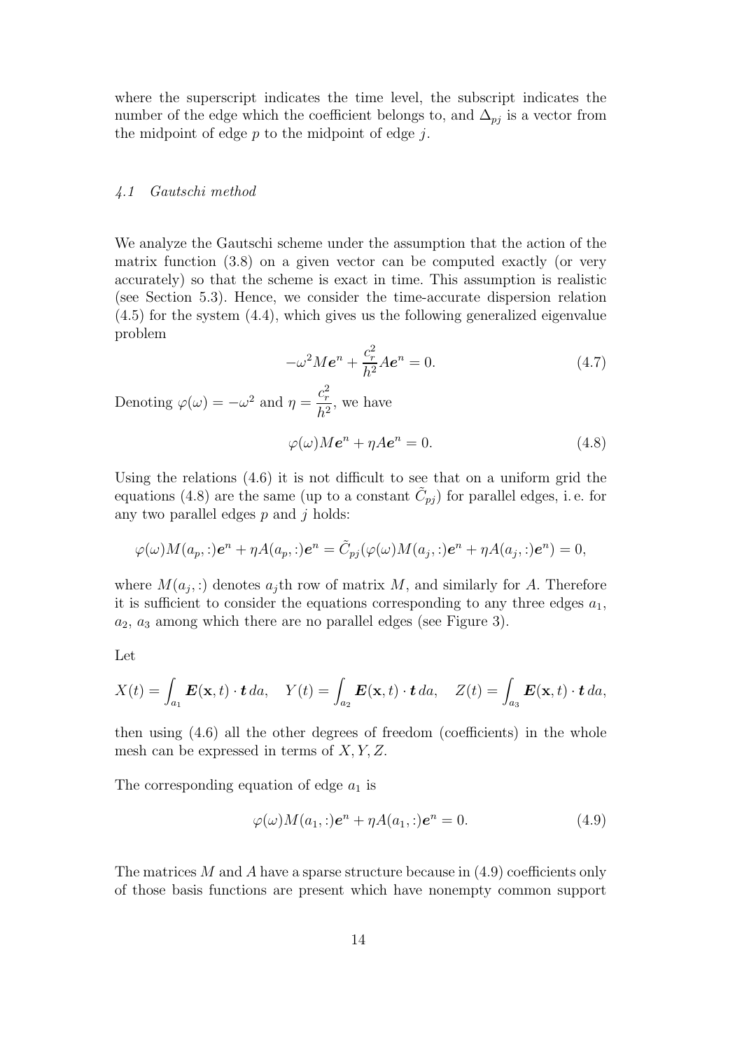where the superscript indicates the time level, the subscript indicates the number of the edge which the coefficient belongs to, and $\Delta_{pj}$ is a vector from the midpoint of edge $p$ to the midpoint of edge $j$.

### *4.1 Gautschi method*

We analyze the Gautschi scheme under the assumption that the action of the matrix function (3.8) on a given vector can be computed exactly (or very accurately) so that the scheme is exact in time. This assumption is realistic (see Section 5.3). Hence, we consider the time-accurate dispersion relation (4.5) for the system (4.4), which gives us the following generalized eigenvalue problem

$$-\omega^2 M\boldsymbol{e}^n + \frac{c_r^2}{h^2} A\boldsymbol{e}^n = 0. \tag{4.7}$$

Denoting $\varphi(\omega) = -\omega^2$ and $\eta = \dfrac{c_r^2}{h^2}$, we have

$$\varphi(\omega) M\boldsymbol{e}^n + \eta A\boldsymbol{e}^n = 0. \tag{4.8}$$

Using the relations (4.6) it is not difficult to see that on a uniform grid the equations (4.8) are the same (up to a constant $\tilde{C}_{pj}$) for parallel edges, i. e. for any two parallel edges $p$ and $j$ holds:

$$\varphi(\omega) M(a_p,:)\boldsymbol{e}^n + \eta A(a_p,:)\boldsymbol{e}^n = \tilde{C}_{pj}(\varphi(\omega) M(a_j,:)\boldsymbol{e}^n + \eta A(a_j,:)\boldsymbol{e}^n) = 0,$$

where $M(a_j,:)$ denotes $a_j$th row of matrix $M$, and similarly for $A$. Therefore it is sufficient to consider the equations corresponding to any three edges $a_1$, $a_2$, $a_3$ among which there are no parallel edges (see Figure 3).

Let

$$X(t) = \int_{a_1} \boldsymbol{E}(\mathbf{x}, t) \cdot \boldsymbol{t}\, da, \quad Y(t) = \int_{a_2} \boldsymbol{E}(\mathbf{x}, t) \cdot \boldsymbol{t}\, da, \quad Z(t) = \int_{a_3} \boldsymbol{E}(\mathbf{x}, t) \cdot \boldsymbol{t}\, da,$$

then using (4.6) all the other degrees of freedom (coefficients) in the whole mesh can be expressed in terms of $X, Y, Z$.

The corresponding equation of edge $a_1$ is

$$\varphi(\omega) M(a_1,:)\boldsymbol{e}^n + \eta A(a_1,:)\boldsymbol{e}^n = 0. \tag{4.9}$$

The matrices $M$ and $A$ have a sparse structure because in (4.9) coefficients only of those basis functions are present which have nonempty common support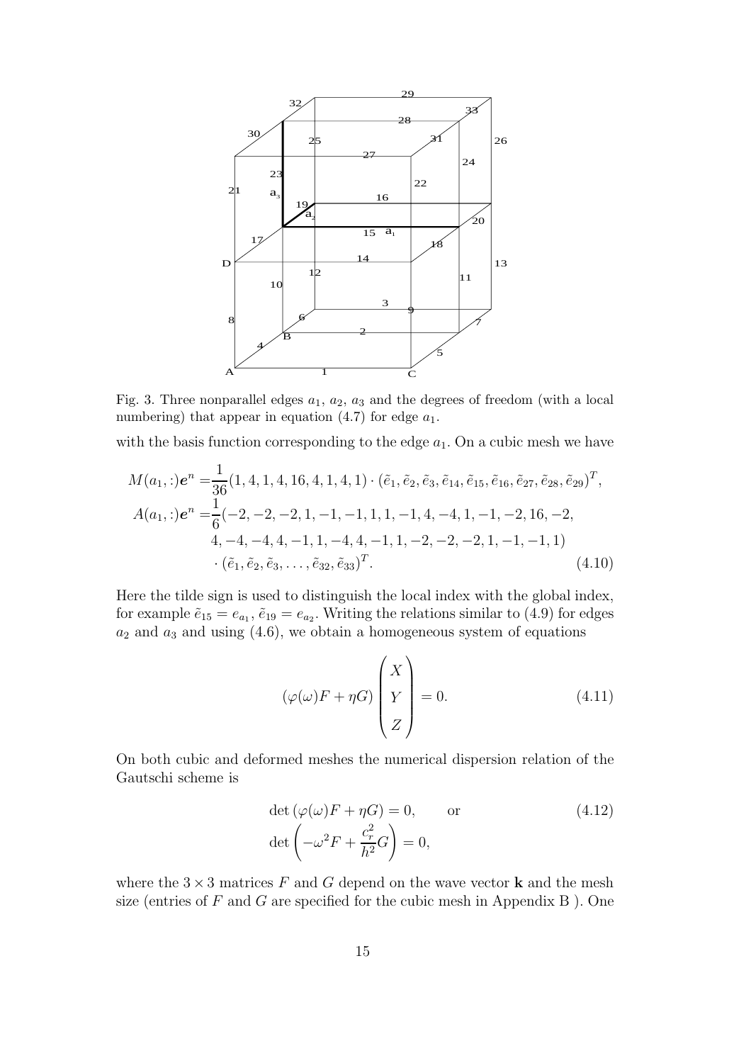Fig. 3. Three nonparallel edges $a_1$, $a_2$, $a_3$ and the degrees of freedom (with a local numbering) that appear in equation (4.7) for edge $a_1$.

with the basis function corresponding to the edge $a_1$. On a cubic mesh we have

$$
\begin{aligned}
M(a_1,:)\boldsymbol{e}^n =& \frac{1}{36}(1,4,1,4,16,4,1,4,1)\cdot(\tilde{e}_1,\tilde{e}_2,\tilde{e}_3,\tilde{e}_{14},\tilde{e}_{15},\tilde{e}_{16},\tilde{e}_{27},\tilde{e}_{28},\tilde{e}_{29})^T, \\
A(a_1,:)\boldsymbol{e}^n =& \frac{1}{6}(-2,-2,-2,1,-1,-1,1,1,-1,4,-4,1,-1,-2,16,-2, \\
& 4,-4,-4,4,-1,1,-4,4,-1,1,-2,-2,-2,1,-1,-1,1) \\
& \cdot(\tilde{e}_1,\tilde{e}_2,\tilde{e}_3,\ldots,\tilde{e}_{32},\tilde{e}_{33})^T.
\end{aligned}
\tag{4.10}
$$

Here the tilde sign is used to distinguish the local index with the global index, for example $\tilde{e}_{15} = e_{a_1}$, $\tilde{e}_{19} = e_{a_2}$. Writing the relations similar to (4.9) for edges $a_2$ and $a_3$ and using (4.6), we obtain a homogeneous system of equations

$$
(\varphi(\omega)F + \eta G)\begin{pmatrix} X \\ Y \\ Z \end{pmatrix} = 0. \tag{4.11}
$$

On both cubic and deformed meshes the numerical dispersion relation of the Gautschi scheme is

$$
\begin{aligned}
&\det\left(\varphi(\omega)F + \eta G\right) = 0, \qquad \text{or} \\
&\det\left(-\omega^2 F + \frac{c_r^2}{h^2}G\right) = 0,
\end{aligned}
\tag{4.12}
$$

where the $3\times 3$ matrices $F$ and $G$ depend on the wave vector $\mathbf{k}$ and the mesh size (entries of $F$ and $G$ are specified for the cubic mesh in Appendix B ). One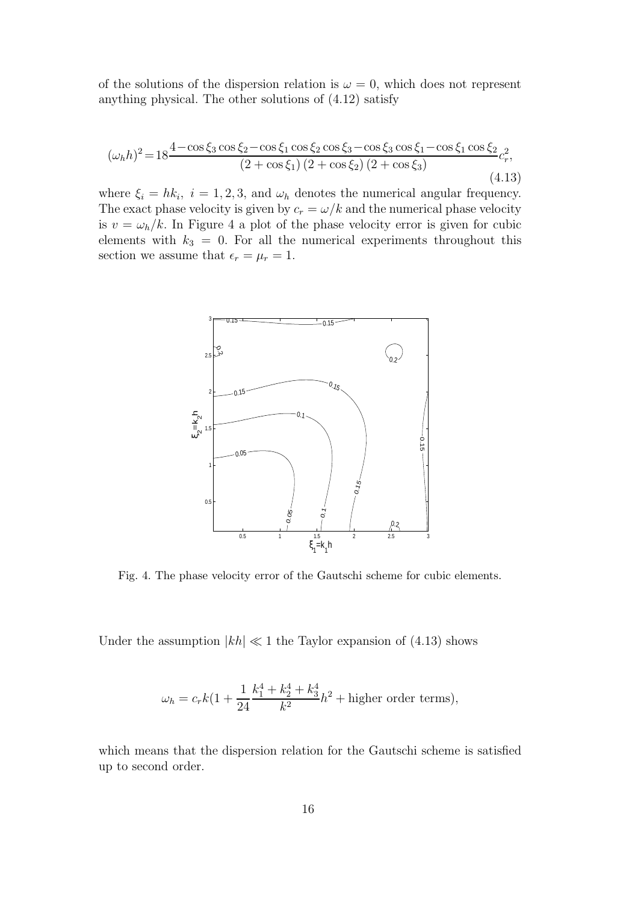of the solutions of the dispersion relation is $\omega = 0$, which does not represent anything physical. The other solutions of (4.12) satisfy

$$(\omega_h h)^2 = 18 \frac{4 - \cos\xi_3 \cos\xi_2 - \cos\xi_1 \cos\xi_2 \cos\xi_3 - \cos\xi_3 \cos\xi_1 - \cos\xi_1 \cos\xi_2}{(2+\cos\xi_1)(2+\cos\xi_2)(2+\cos\xi_3)} c_r^2, \tag{4.13}$$

where $\xi_i = hk_i,\ i = 1,2,3$, and $\omega_h$ denotes the numerical angular frequency. The exact phase velocity is given by $c_r = \omega/k$ and the numerical phase velocity is $v = \omega_h/k$. In Figure 4 a plot of the phase velocity error is given for cubic elements with $k_3 = 0$. For all the numerical experiments throughout this section we assume that $\epsilon_r = \mu_r = 1$.

Fig. 4. The phase velocity error of the Gautschi scheme for cubic elements.

Under the assumption $|kh| \ll 1$ the Taylor expansion of (4.13) shows

$$\omega_h = c_r k \left(1 + \frac{1}{24} \frac{k_1^4 + k_2^4 + k_3^4}{k^2} h^2 + \text{higher order terms}\right),$$

which means that the dispersion relation for the Gautschi scheme is satisfied up to second order.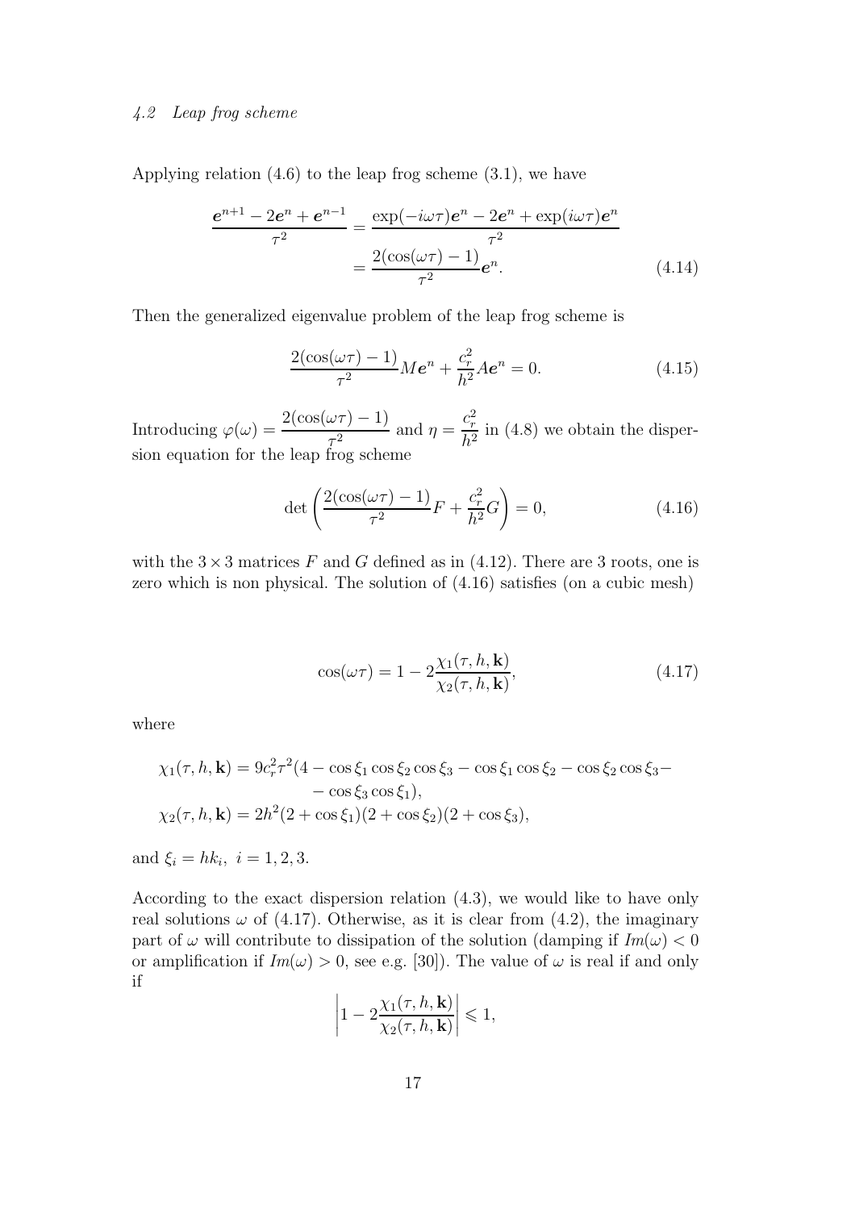### 4.2 Leap frog scheme

Applying relation (4.6) to the leap frog scheme (3.1), we have

$$
\begin{aligned}
\frac{\boldsymbol{e}^{n+1} - 2\boldsymbol{e}^n + \boldsymbol{e}^{n-1}}{\tau^2} &= \frac{\exp(-i\omega\tau)\boldsymbol{e}^n - 2\boldsymbol{e}^n + \exp(i\omega\tau)\boldsymbol{e}^n}{\tau^2} \\
&= \frac{2(\cos(\omega\tau) - 1)}{\tau^2}\boldsymbol{e}^n. \qquad (4.14)
\end{aligned}
$$

Then the generalized eigenvalue problem of the leap frog scheme is

$$
\frac{2(\cos(\omega\tau) - 1)}{\tau^2} M\boldsymbol{e}^n + \frac{c_r^2}{h^2} A\boldsymbol{e}^n = 0. \qquad (4.15)
$$

Introducing $\varphi(\omega) = \dfrac{2(\cos(\omega\tau) - 1)}{\tau^2}$ and $\eta = \dfrac{c_r^2}{h^2}$ in (4.8) we obtain the dispersion equation for the leap frog scheme

$$
\det\left(\frac{2(\cos(\omega\tau) - 1)}{\tau^2} F + \frac{c_r^2}{h^2} G\right) = 0, \qquad (4.16)
$$

with the $3 \times 3$ matrices $F$ and $G$ defined as in (4.12). There are 3 roots, one is zero which is non physical. The solution of (4.16) satisfies (on a cubic mesh)

$$
\cos(\omega\tau) = 1 - 2\frac{\chi_1(\tau, h, \mathbf{k})}{\chi_2(\tau, h, \mathbf{k})}, \qquad (4.17)
$$

where

$$
\begin{aligned}
\chi_1(\tau, h, \mathbf{k}) &= 9c_r^2\tau^2(4 - \cos\xi_1\cos\xi_2\cos\xi_3 - \cos\xi_1\cos\xi_2 - \cos\xi_2\cos\xi_3 - \\
&\quad - \cos\xi_3\cos\xi_1), \\
\chi_2(\tau, h, \mathbf{k}) &= 2h^2(2 + \cos\xi_1)(2 + \cos\xi_2)(2 + \cos\xi_3),
\end{aligned}
$$

and $\xi_i = hk_i, \ i = 1, 2, 3$.

According to the exact dispersion relation (4.3), we would like to have only real solutions $\omega$ of (4.17). Otherwise, as it is clear from (4.2), the imaginary part of $\omega$ will contribute to dissipation of the solution (damping if $Im(\omega) < 0$ or amplification if $Im(\omega) > 0$, see e.g. [30]). The value of $\omega$ is real if and only if

$$
\left|1 - 2\frac{\chi_1(\tau, h, \mathbf{k})}{\chi_2(\tau, h, \mathbf{k})}\right| \leqslant 1,
$$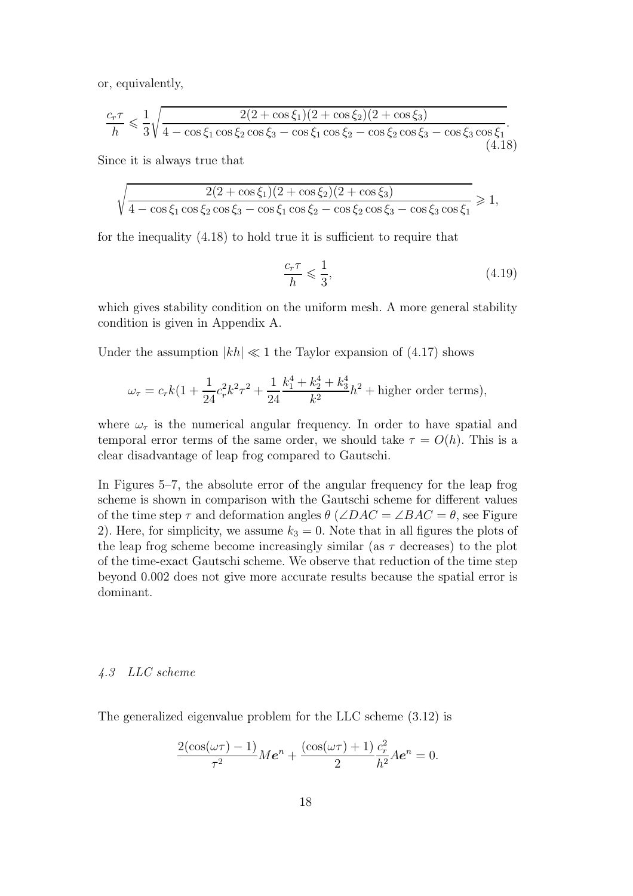or, equivalently,

$$\frac{c_r \tau}{h} \leqslant \frac{1}{3}\sqrt{\frac{2(2+\cos\xi_1)(2+\cos\xi_2)(2+\cos\xi_3)}{4-\cos\xi_1\cos\xi_2\cos\xi_3-\cos\xi_1\cos\xi_2-\cos\xi_2\cos\xi_3-\cos\xi_3\cos\xi_1}}. \tag{4.18}$$

Since it is always true that

$$\sqrt{\frac{2(2+\cos\xi_1)(2+\cos\xi_2)(2+\cos\xi_3)}{4-\cos\xi_1\cos\xi_2\cos\xi_3-\cos\xi_1\cos\xi_2-\cos\xi_2\cos\xi_3-\cos\xi_3\cos\xi_1}} \geqslant 1,$$

for the inequality (4.18) to hold true it is sufficient to require that

$$\frac{c_r \tau}{h} \leqslant \frac{1}{3}, \tag{4.19}$$

which gives stability condition on the uniform mesh. A more general stability condition is given in Appendix A.

Under the assumption $|kh| \ll 1$ the Taylor expansion of (4.17) shows

$$\omega_\tau = c_r k\left(1 + \frac{1}{24}c_r^2 k^2 \tau^2 + \frac{1}{24}\frac{k_1^4+k_2^4+k_3^4}{k^2}h^2 + \text{higher order terms}\right),$$

where $\omega_\tau$ is the numerical angular frequency. In order to have spatial and temporal error terms of the same order, we should take $\tau = O(h)$. This is a clear disadvantage of leap frog compared to Gautschi.

In Figures 5–7, the absolute error of the angular frequency for the leap frog scheme is shown in comparison with the Gautschi scheme for different values of the time step $\tau$ and deformation angles $\theta$ ($\angle DAC = \angle BAC = \theta$, see Figure 2). Here, for simplicity, we assume $k_3 = 0$. Note that in all figures the plots of the leap frog scheme become increasingly similar (as $\tau$ decreases) to the plot of the time-exact Gautschi scheme. We observe that reduction of the time step beyond 0.002 does not give more accurate results because the spatial error is dominant.

### *4.3 LLC scheme*

The generalized eigenvalue problem for the LLC scheme (3.12) is

$$\frac{2(\cos(\omega\tau)-1)}{\tau^2}M\boldsymbol{e}^n + \frac{(\cos(\omega\tau)+1)}{2}\frac{c_r^2}{h^2}A\boldsymbol{e}^n = 0.$$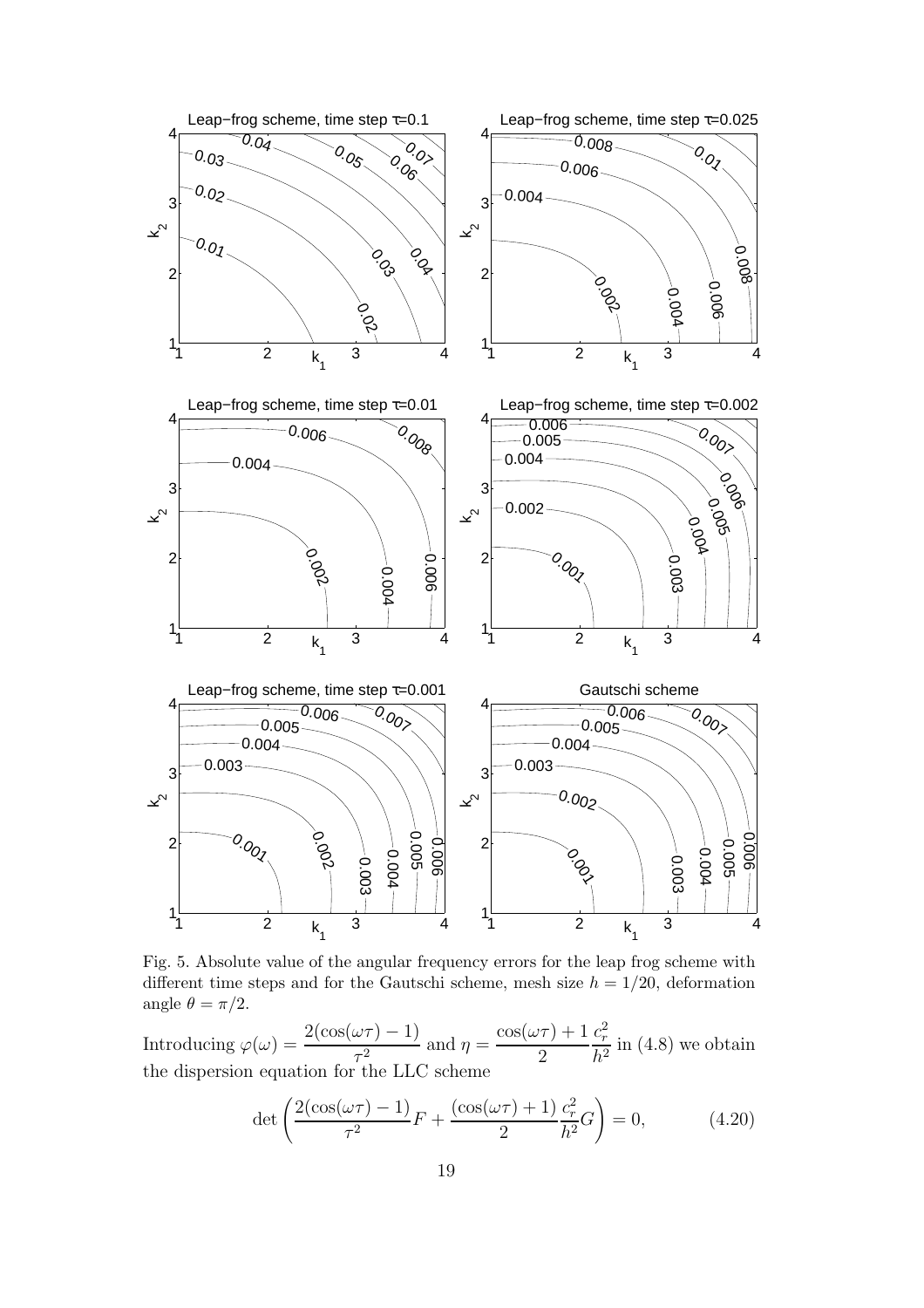Fig. 5. Absolute value of the angular frequency errors for the leap frog scheme with different time steps and for the Gautschi scheme, mesh size $h = 1/20$, deformation angle $\theta = \pi/2$.

Introducing $\varphi(\omega) = \dfrac{2(\cos(\omega\tau) - 1)}{\tau^2}$ and $\eta = \dfrac{\cos(\omega\tau) + 1}{2}\dfrac{c_\tau^2}{h^2}$ in (4.8) we obtain the dispersion equation for the LLC scheme

$$\det\left(\frac{2(\cos(\omega\tau) - 1)}{\tau^2}F + \frac{(\cos(\omega\tau) + 1)}{2}\frac{c_\tau^2}{h^2}G\right) = 0, \tag{4.20}$$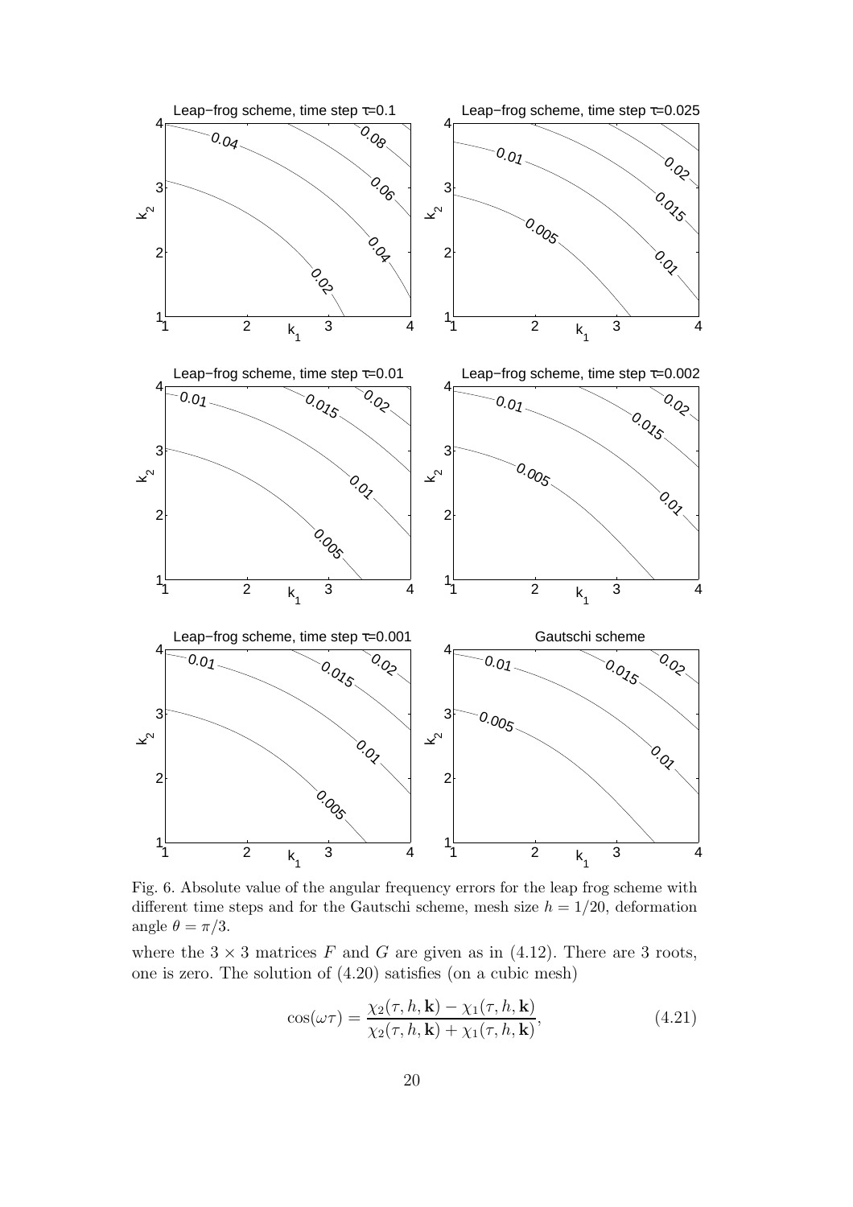Fig. 6. Absolute value of the angular frequency errors for the leap frog scheme with different time steps and for the Gautschi scheme, mesh size $h = 1/20$, deformation angle $\theta = \pi/3$.

where the $3 \times 3$ matrices $F$ and $G$ are given as in (4.12). There are 3 roots, one is zero. The solution of (4.20) satisfies (on a cubic mesh)

$$\cos(\omega\tau) = \frac{\chi_2(\tau, h, \mathbf{k}) - \chi_1(\tau, h, \mathbf{k})}{\chi_2(\tau, h, \mathbf{k}) + \chi_1(\tau, h, \mathbf{k})}, \tag{4.21}$$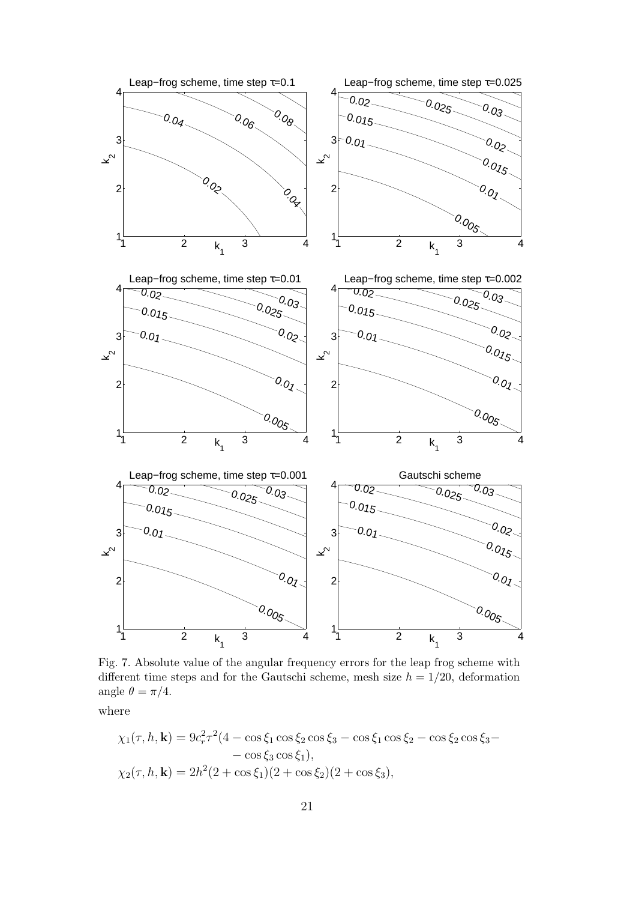Fig. 7. Absolute value of the angular frequency errors for the leap frog scheme with different time steps and for the Gautschi scheme, mesh size $h = 1/20$, deformation angle $\theta = \pi/4$.

where

$$\chi_1(\tau, h, \mathbf{k}) = 9c_r^2\tau^2(4 - \cos\xi_1\cos\xi_2\cos\xi_3 - \cos\xi_1\cos\xi_2 - \cos\xi_2\cos\xi_3 - \\ - \cos\xi_3\cos\xi_1),$$

$$\chi_2(\tau, h, \mathbf{k}) = 2h^2(2 + \cos\xi_1)(2 + \cos\xi_2)(2 + \cos\xi_3),$$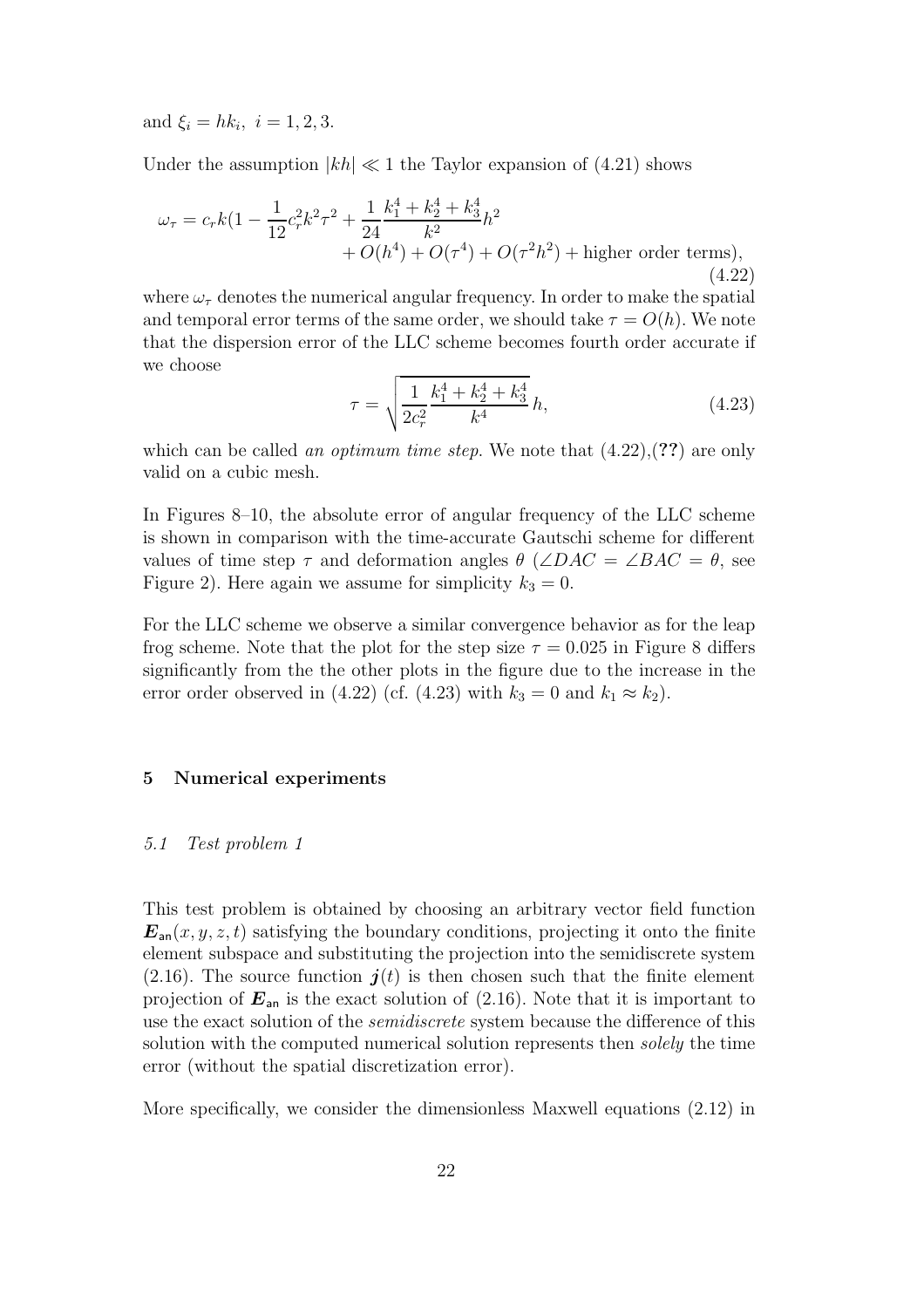and $\xi_i = hk_i,\ i = 1, 2, 3$.

Under the assumption $|kh| \ll 1$ the Taylor expansion of (4.21) shows

$$
\omega_\tau = c_r k(1 - \frac{1}{12}c_r^2 k^2 \tau^2 + \frac{1}{24}\frac{k_1^4 + k_2^4 + k_3^4}{k^2}h^2 + O(h^4) + O(\tau^4) + O(\tau^2 h^2) + \text{higher order terms}), \tag{4.22}
$$

where $\omega_\tau$ denotes the numerical angular frequency. In order to make the spatial and temporal error terms of the same order, we should take $\tau = O(h)$. We note that the dispersion error of the LLC scheme becomes fourth order accurate if we choose

$$
\tau = \sqrt{\frac{1}{2c_r^2}\frac{k_1^4 + k_2^4 + k_3^4}{k^4}}\, h, \tag{4.23}
$$

which can be called *an optimum time step*. We note that (4.22),(**??**) are only valid on a cubic mesh.

In Figures 8–10, the absolute error of angular frequency of the LLC scheme is shown in comparison with the time-accurate Gautschi scheme for different values of time step $\tau$ and deformation angles $\theta$ ($\angle DAC = \angle BAC = \theta$, see Figure 2). Here again we assume for simplicity $k_3 = 0$.

For the LLC scheme we observe a similar convergence behavior as for the leap frog scheme. Note that the plot for the step size $\tau = 0.025$ in Figure 8 differs significantly from the the other plots in the figure due to the increase in the error order observed in (4.22) (cf. (4.23) with $k_3 = 0$ and $k_1 \approx k_2$).

## 5 Numerical experiments

### 5.1 Test problem 1

This test problem is obtained by choosing an arbitrary vector field function $\boldsymbol{E}_{\mathsf{an}}(x, y, z, t)$ satisfying the boundary conditions, projecting it onto the finite element subspace and substituting the projection into the semidiscrete system (2.16). The source function $\boldsymbol{j}(t)$ is then chosen such that the finite element projection of $\boldsymbol{E}_{\mathsf{an}}$ is the exact solution of (2.16). Note that it is important to use the exact solution of the *semidiscrete* system because the difference of this solution with the computed numerical solution represents then *solely* the time error (without the spatial discretization error).

More specifically, we consider the dimensionless Maxwell equations (2.12) in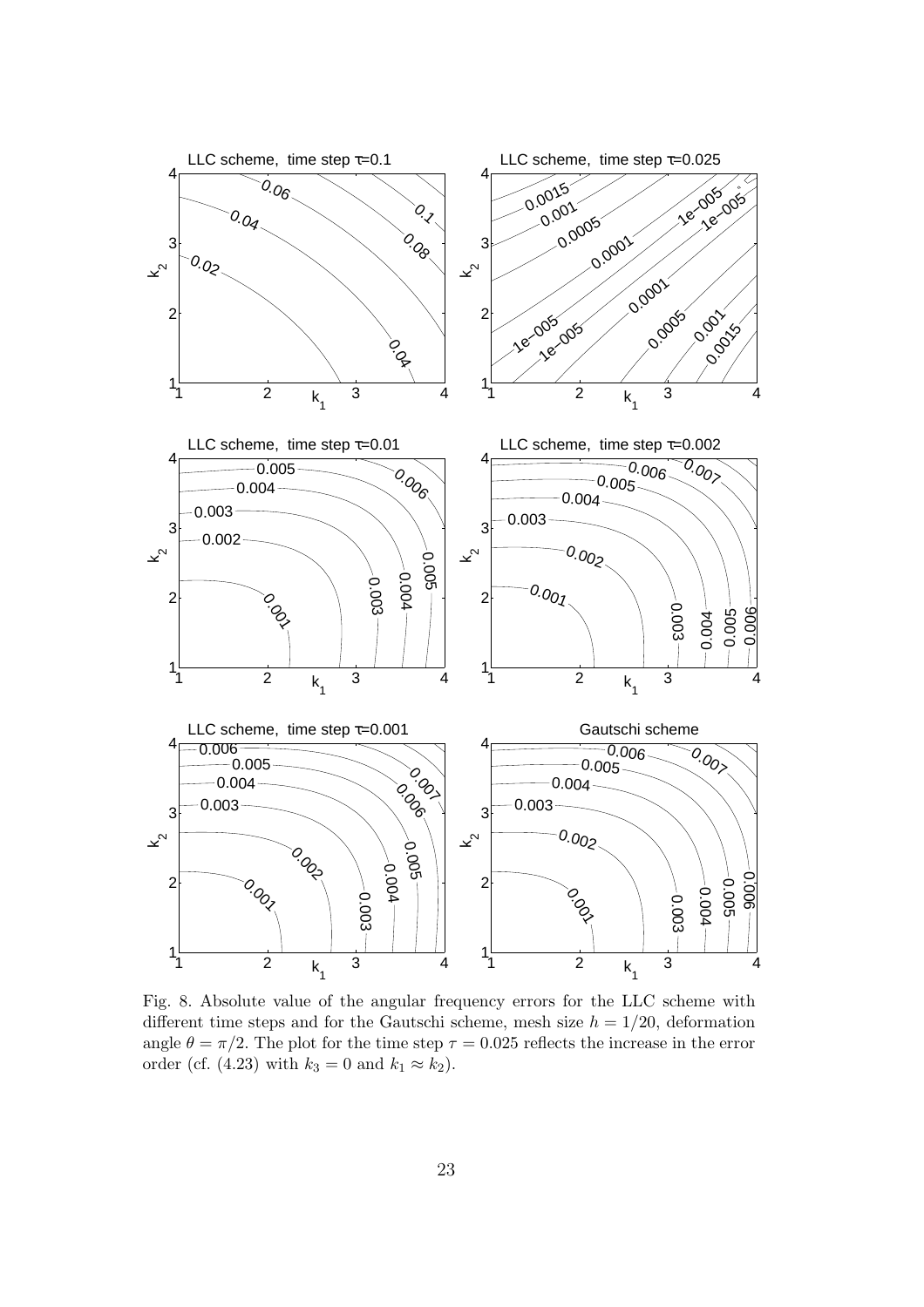Fig. 8. Absolute value of the angular frequency errors for the LLC scheme with different time steps and for the Gautschi scheme, mesh size $h = 1/20$, deformation angle $\theta = \pi/2$. The plot for the time step $\tau = 0.025$ reflects the increase in the error order (cf. (4.23) with $k_3 = 0$ and $k_1 \approx k_2$).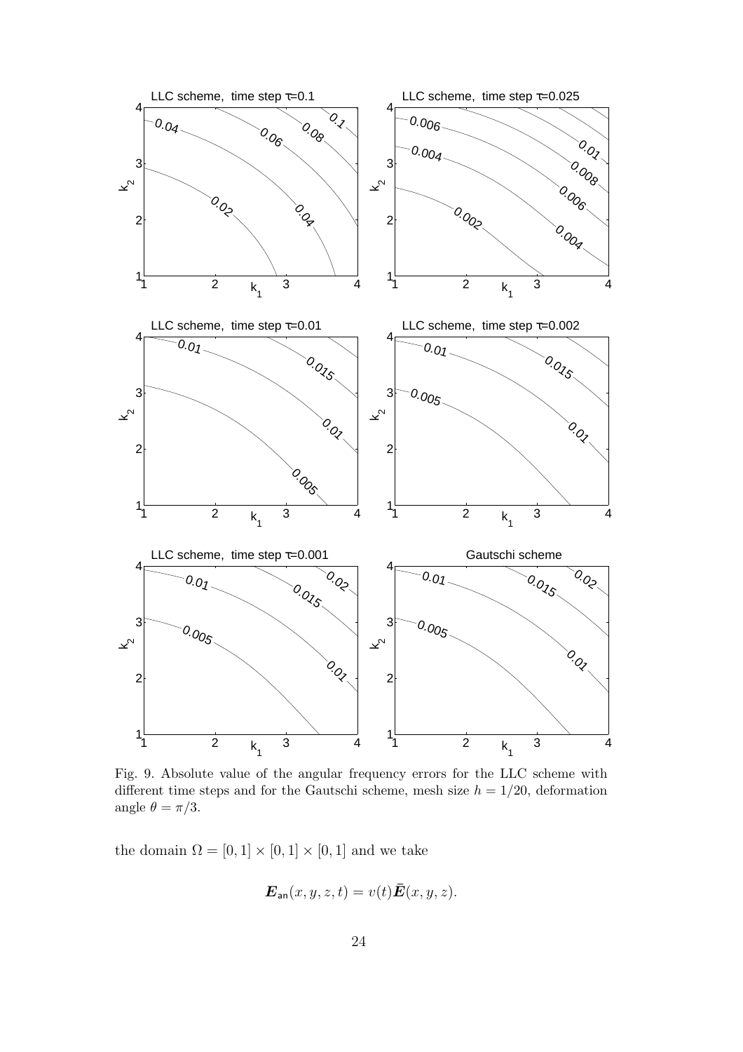Fig. 9. Absolute value of the angular frequency errors for the LLC scheme with different time steps and for the Gautschi scheme, mesh size $h = 1/20$, deformation angle $\theta = \pi/3$.

the domain $\Omega = [0,1] \times [0,1] \times [0,1]$ and we take

$$\boldsymbol{E}_{\mathsf{an}}(x,y,z,t) = v(t)\bar{\boldsymbol{E}}(x,y,z).$$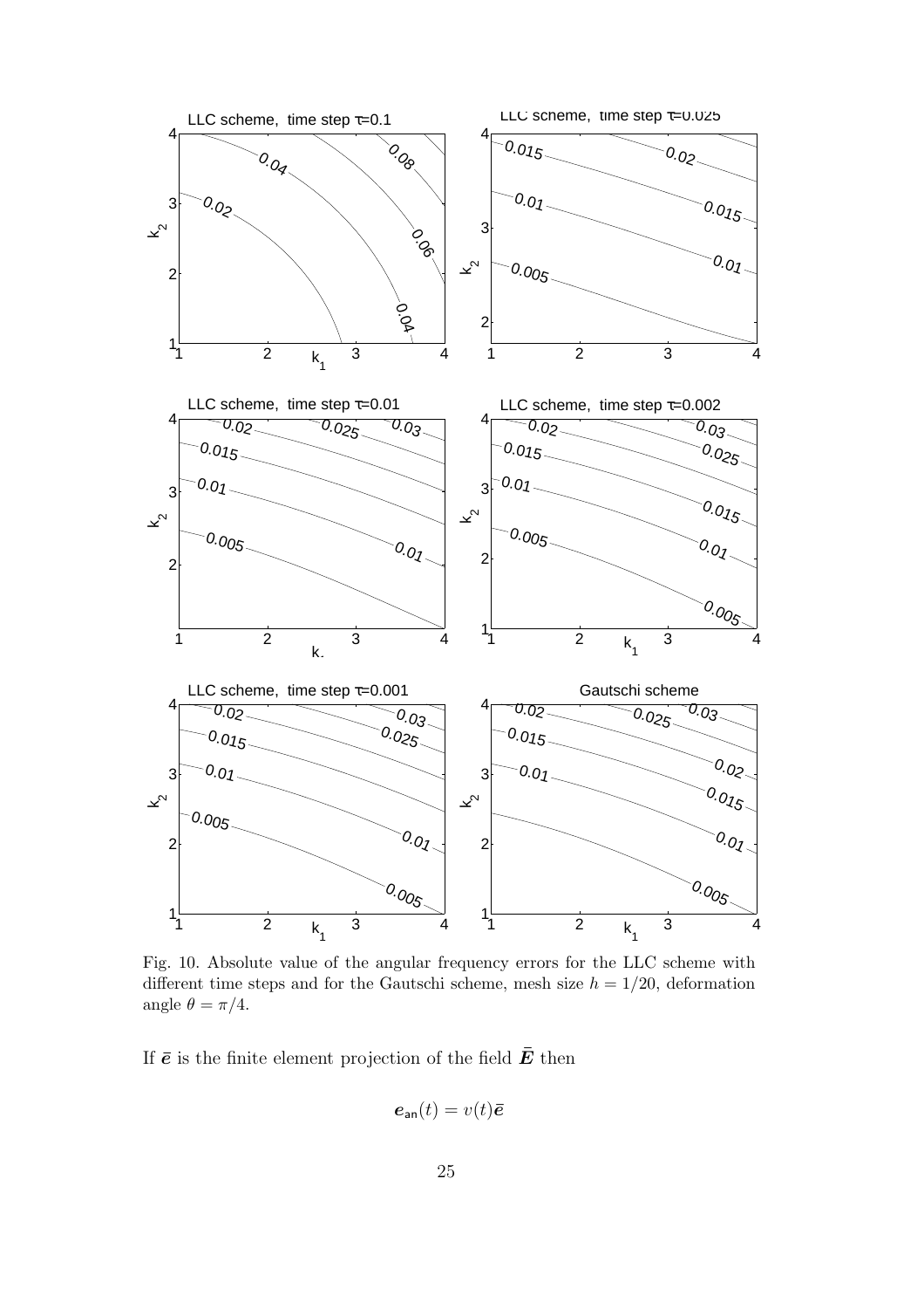Fig. 10. Absolute value of the angular frequency errors for the LLC scheme with different time steps and for the Gautschi scheme, mesh size $h = 1/20$, deformation angle $\theta = \pi/4$.

If $\bar{\boldsymbol{e}}$ is the finite element projection of the field $\bar{\boldsymbol{E}}$ then

$$\boldsymbol{e}_{\mathsf{an}}(t) = v(t)\bar{\boldsymbol{e}}$$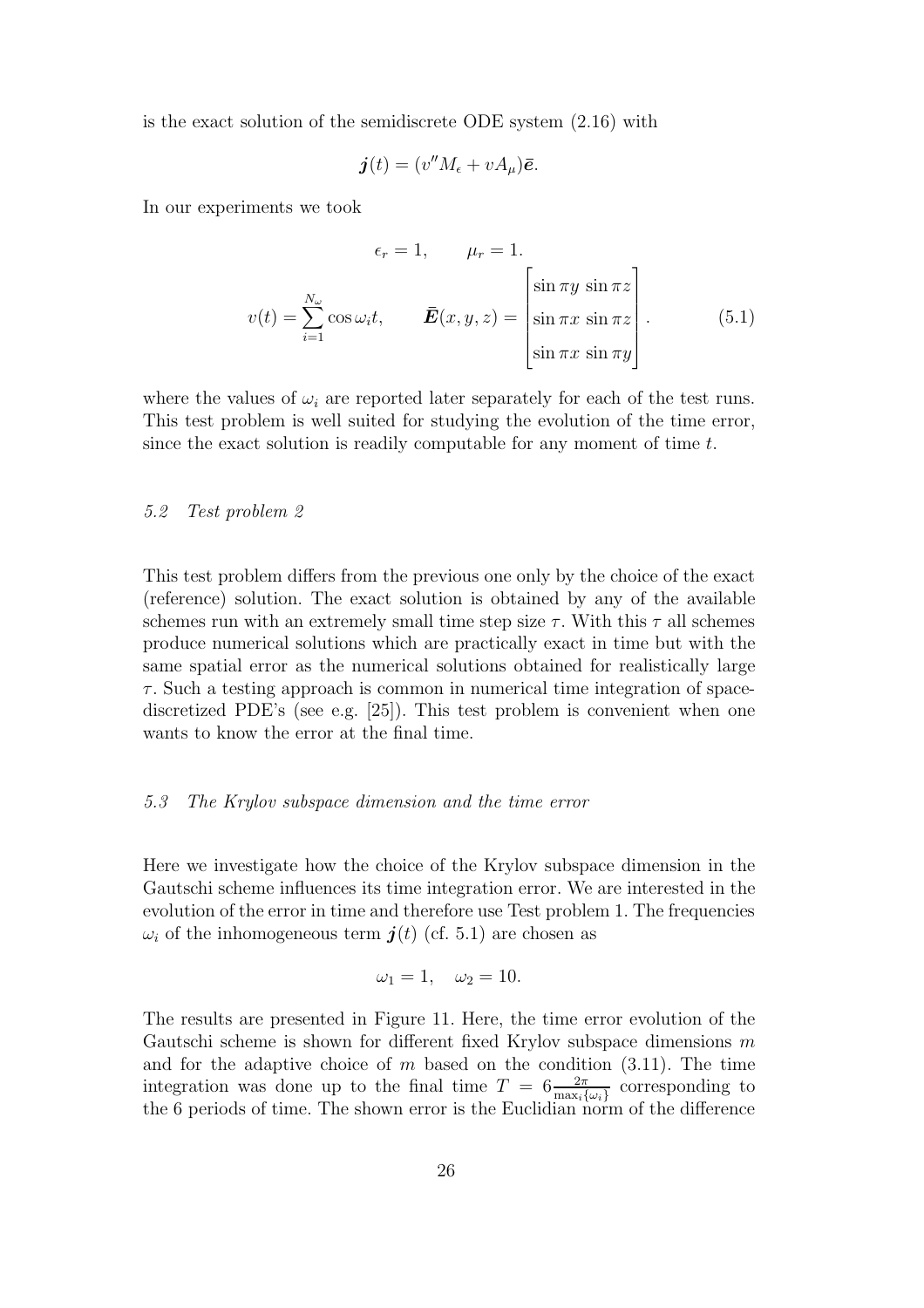is the exact solution of the semidiscrete ODE system (2.16) with

$$\boldsymbol{j}(t) = (v'' M_\epsilon + v A_\mu)\bar{\boldsymbol{e}}.$$

In our experiments we took

$$\epsilon_r = 1, \qquad \mu_r = 1.$$

$$v(t) = \sum_{i=1}^{N_\omega} \cos \omega_i t, \qquad \bar{\boldsymbol{E}}(x,y,z) = \begin{bmatrix} \sin \pi y \, \sin \pi z \\ \sin \pi x \, \sin \pi z \\ \sin \pi x \, \sin \pi y \end{bmatrix}. \tag{5.1}$$

where the values of $\omega_i$ are reported later separately for each of the test runs. This test problem is well suited for studying the evolution of the time error, since the exact solution is readily computable for any moment of time $t$.

### 5.2 Test problem 2

This test problem differs from the previous one only by the choice of the exact (reference) solution. The exact solution is obtained by any of the available schemes run with an extremely small time step size $\tau$. With this $\tau$ all schemes produce numerical solutions which are practically exact in time but with the same spatial error as the numerical solutions obtained for realistically large $\tau$. Such a testing approach is common in numerical time integration of space-discretized PDE's (see e.g. [25]). This test problem is convenient when one wants to know the error at the final time.

### 5.3 The Krylov subspace dimension and the time error

Here we investigate how the choice of the Krylov subspace dimension in the Gautschi scheme influences its time integration error. We are interested in the evolution of the error in time and therefore use Test problem 1. The frequencies $\omega_i$ of the inhomogeneous term $\boldsymbol{j}(t)$ (cf. 5.1) are chosen as

$$\omega_1 = 1, \quad \omega_2 = 10.$$

The results are presented in Figure 11. Here, the time error evolution of the Gautschi scheme is shown for different fixed Krylov subspace dimensions $m$ and for the adaptive choice of $m$ based on the condition (3.11). The time integration was done up to the final time $T = 6\frac{2\pi}{\max_i\{\omega_i\}}$ corresponding to the 6 periods of time. The shown error is the Euclidian norm of the difference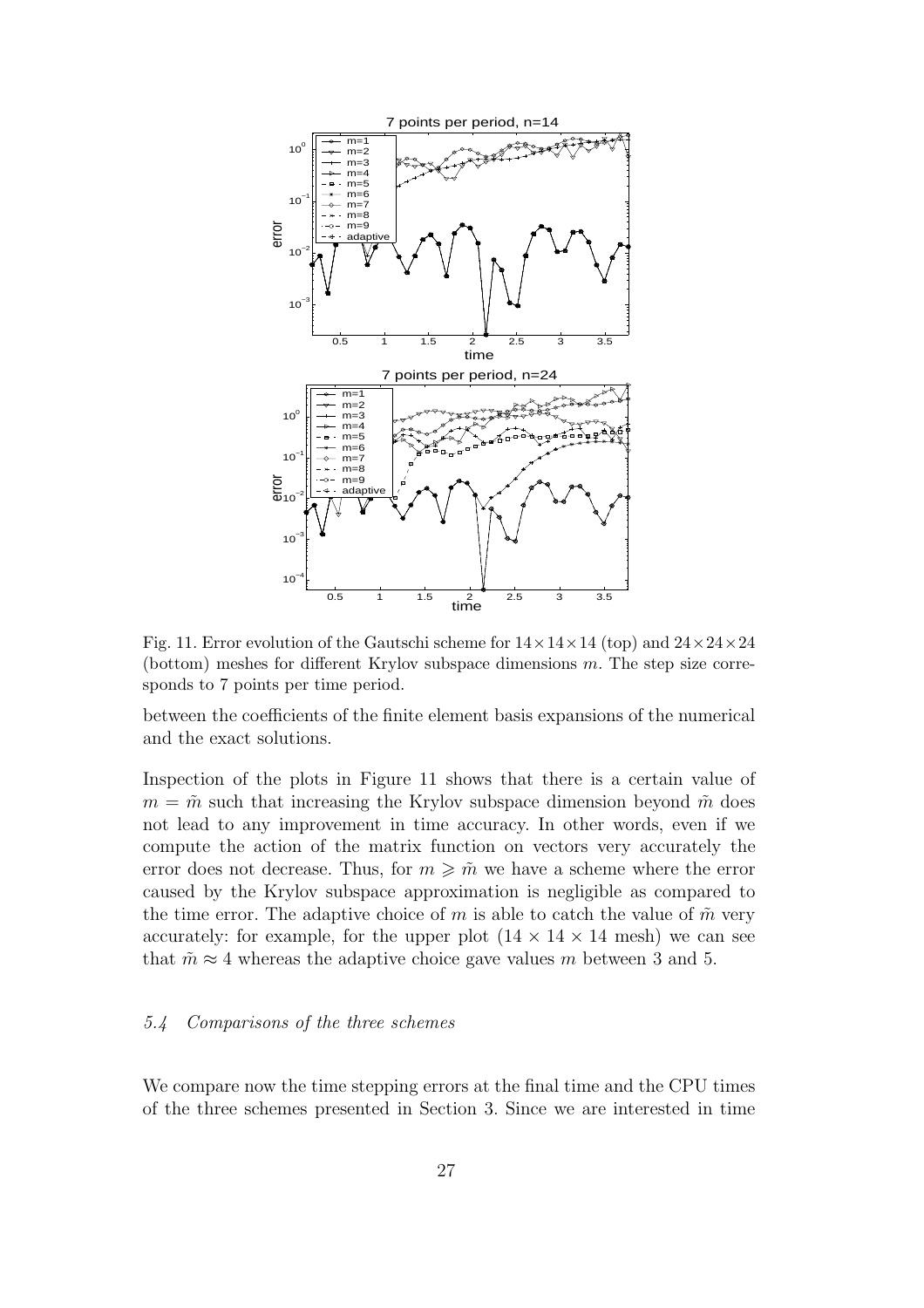Fig. 11. Error evolution of the Gautschi scheme for $14 \times 14 \times 14$ (top) and $24 \times 24 \times 24$ (bottom) meshes for different Krylov subspace dimensions $m$. The step size corresponds to 7 points per time period.

between the coefficients of the finite element basis expansions of the numerical and the exact solutions.

Inspection of the plots in Figure 11 shows that there is a certain value of $m = \tilde{m}$ such that increasing the Krylov subspace dimension beyond $\tilde{m}$ does not lead to any improvement in time accuracy. In other words, even if we compute the action of the matrix function on vectors very accurately the error does not decrease. Thus, for $m \geqslant \tilde{m}$ we have a scheme where the error caused by the Krylov subspace approximation is negligible as compared to the time error. The adaptive choice of $m$ is able to catch the value of $\tilde{m}$ very accurately: for example, for the upper plot ($14 \times 14 \times 14$ mesh) we can see that $\tilde{m} \approx 4$ whereas the adaptive choice gave values $m$ between 3 and 5.

### *5.4 Comparisons of the three schemes*

We compare now the time stepping errors at the final time and the CPU times of the three schemes presented in Section 3. Since we are interested in time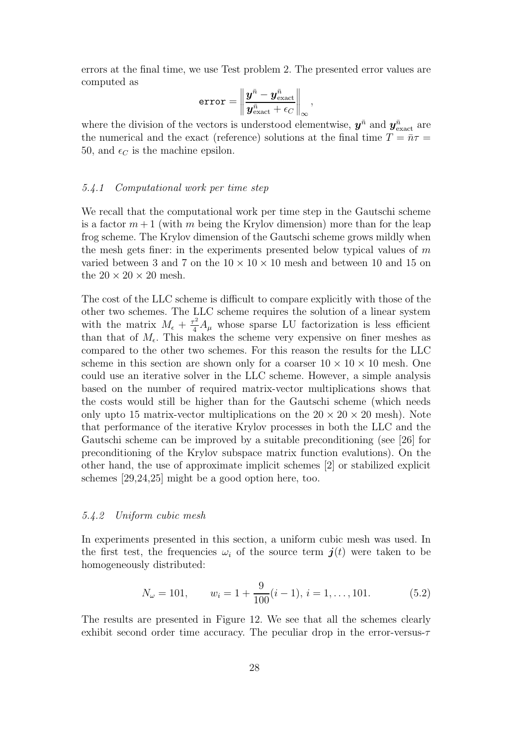errors at the final time, we use Test problem 2. The presented error values are computed as

$$\texttt{error} = \left\| \frac{\boldsymbol{y}^{\bar{n}} - \boldsymbol{y}^{\bar{n}}_{\text{exact}}}{\boldsymbol{y}^{\bar{n}}_{\text{exact}} + \epsilon_C} \right\|_\infty ,$$

where the division of the vectors is understood elementwise, $\boldsymbol{y}^{\bar{n}}$ and $\boldsymbol{y}^{\bar{n}}_{\text{exact}}$ are the numerical and the exact (reference) solutions at the final time $T = \bar{n}\tau = 50$, and $\epsilon_C$ is the machine epsilon.

#### *5.4.1 Computational work per time step*

We recall that the computational work per time step in the Gautschi scheme is a factor $m+1$ (with $m$ being the Krylov dimension) more than for the leap frog scheme. The Krylov dimension of the Gautschi scheme grows mildly when the mesh gets finer: in the experiments presented below typical values of $m$ varied between 3 and 7 on the $10 \times 10 \times 10$ mesh and between 10 and 15 on the $20 \times 20 \times 20$ mesh.

The cost of the LLC scheme is difficult to compare explicitly with those of the other two schemes. The LLC scheme requires the solution of a linear system with the matrix $M_\epsilon + \frac{\tau^2}{4} A_\mu$ whose sparse LU factorization is less efficient than that of $M_\epsilon$. This makes the scheme very expensive on finer meshes as compared to the other two schemes. For this reason the results for the LLC scheme in this section are shown only for a coarser $10 \times 10 \times 10$ mesh. One could use an iterative solver in the LLC scheme. However, a simple analysis based on the number of required matrix-vector multiplications shows that the costs would still be higher than for the Gautschi scheme (which needs only upto 15 matrix-vector multiplications on the $20 \times 20 \times 20$ mesh). Note that performance of the iterative Krylov processes in both the LLC and the Gautschi scheme can be improved by a suitable preconditioning (see [26] for preconditioning of the Krylov subspace matrix function evalutions). On the other hand, the use of approximate implicit schemes [2] or stabilized explicit schemes [29,24,25] might be a good option here, too.

#### *5.4.2 Uniform cubic mesh*

In experiments presented in this section, a uniform cubic mesh was used. In the first test, the frequencies $\omega_i$ of the source term $\boldsymbol{j}(t)$ were taken to be homogeneously distributed:

$$N_\omega = 101, \qquad w_i = 1 + \frac{9}{100}(i-1),\ i = 1, \ldots, 101. \tag{5.2}$$

The results are presented in Figure 12. We see that all the schemes clearly exhibit second order time accuracy. The peculiar drop in the error-versus-$\tau$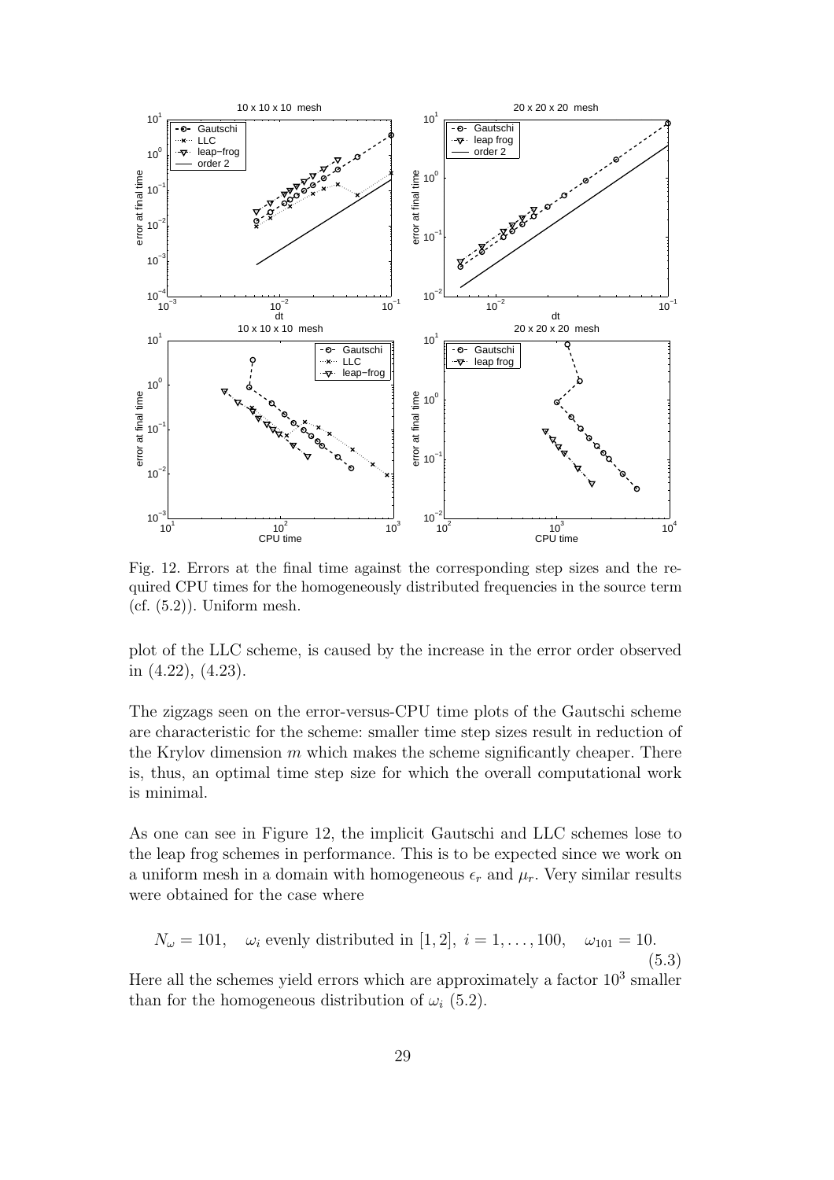Fig. 12. Errors at the final time against the corresponding step sizes and the required CPU times for the homogeneously distributed frequencies in the source term (cf. (5.2)). Uniform mesh.

plot of the LLC scheme, is caused by the increase in the error order observed in (4.22), (4.23).

The zigzags seen on the error-versus-CPU time plots of the Gautschi scheme are characteristic for the scheme: smaller time step sizes result in reduction of the Krylov dimension $m$ which makes the scheme significantly cheaper. There is, thus, an optimal time step size for which the overall computational work is minimal.

As one can see in Figure 12, the implicit Gautschi and LLC schemes lose to the leap frog schemes in performance. This is to be expected since we work on a uniform mesh in a domain with homogeneous $\epsilon_r$ and $\mu_r$. Very similar results were obtained for the case where

$$N_\omega = 101, \quad \omega_i \text{ evenly distributed in } [1, 2],\ i = 1, \ldots, 100, \quad \omega_{101} = 10. \tag{5.3}$$

Here all the schemes yield errors which are approximately a factor $10^3$ smaller than for the homogeneous distribution of $\omega_i$ (5.2).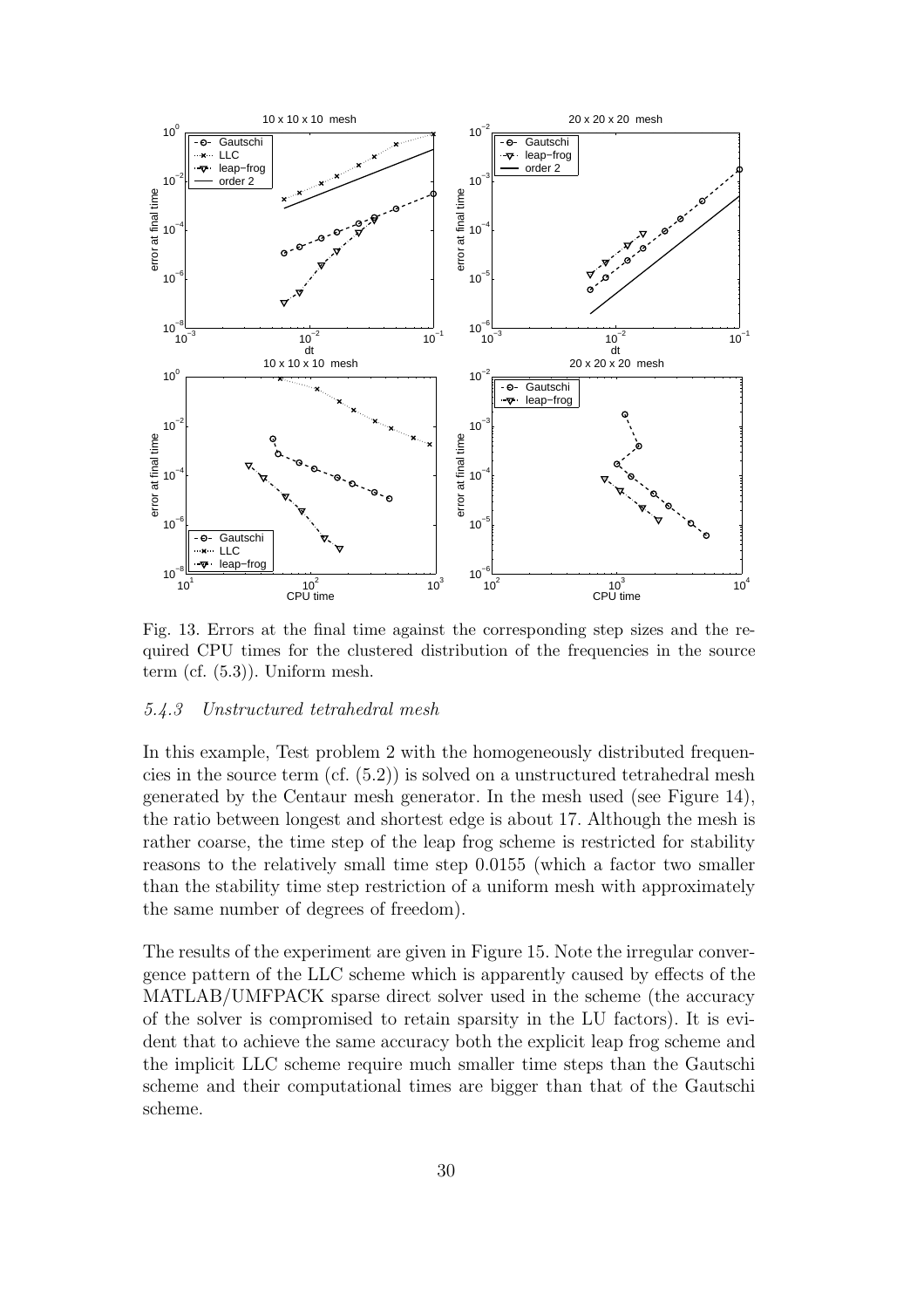Fig. 13. Errors at the final time against the corresponding step sizes and the required CPU times for the clustered distribution of the frequencies in the source term (cf. (5.3)). Uniform mesh.

### *5.4.3 Unstructured tetrahedral mesh*

In this example, Test problem 2 with the homogeneously distributed frequencies in the source term (cf. (5.2)) is solved on a unstructured tetrahedral mesh generated by the Centaur mesh generator. In the mesh used (see Figure 14), the ratio between longest and shortest edge is about 17. Although the mesh is rather coarse, the time step of the leap frog scheme is restricted for stability reasons to the relatively small time step 0.0155 (which a factor two smaller than the stability time step restriction of a uniform mesh with approximately the same number of degrees of freedom).

The results of the experiment are given in Figure 15. Note the irregular convergence pattern of the LLC scheme which is apparently caused by effects of the MATLAB/UMFPACK sparse direct solver used in the scheme (the accuracy of the solver is compromised to retain sparsity in the LU factors). It is evident that to achieve the same accuracy both the explicit leap frog scheme and the implicit LLC scheme require much smaller time steps than the Gautschi scheme and their computational times are bigger than that of the Gautschi scheme.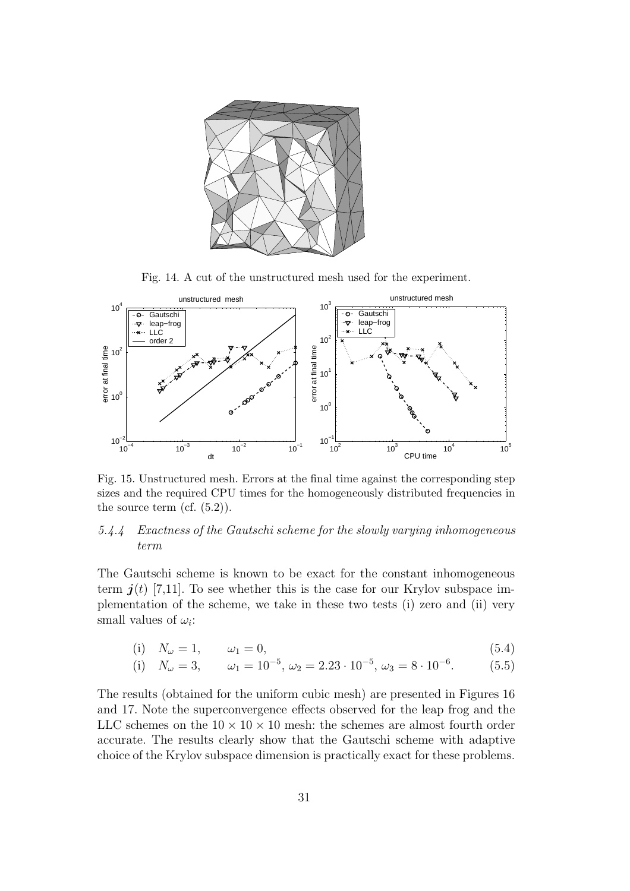Fig. 14. A cut of the unstructured mesh used for the experiment.

Fig. 15. Unstructured mesh. Errors at the final time against the corresponding step sizes and the required CPU times for the homogeneously distributed frequencies in the source term (cf. (5.2)).

### 5.4.4 Exactness of the Gautschi scheme for the slowly varying inhomogeneous term

The Gautschi scheme is known to be exact for the constant inhomogeneous term $\boldsymbol{j}(t)$ [7,11]. To see whether this is the case for our Krylov subspace implementation of the scheme, we take in these two tests (i) zero and (ii) very small values of $\omega_i$:

$$\text{(i)} \quad N_\omega = 1, \qquad \omega_1 = 0, \tag{5.4}$$

$$\text{(i)} \quad N_\omega = 3, \qquad \omega_1 = 10^{-5},\, \omega_2 = 2.23 \cdot 10^{-5},\, \omega_3 = 8 \cdot 10^{-6}. \tag{5.5}$$

The results (obtained for the uniform cubic mesh) are presented in Figures 16 and 17. Note the superconvergence effects observed for the leap frog and the LLC schemes on the $10 \times 10 \times 10$ mesh: the schemes are almost fourth order accurate. The results clearly show that the Gautschi scheme with adaptive choice of the Krylov subspace dimension is practically exact for these problems.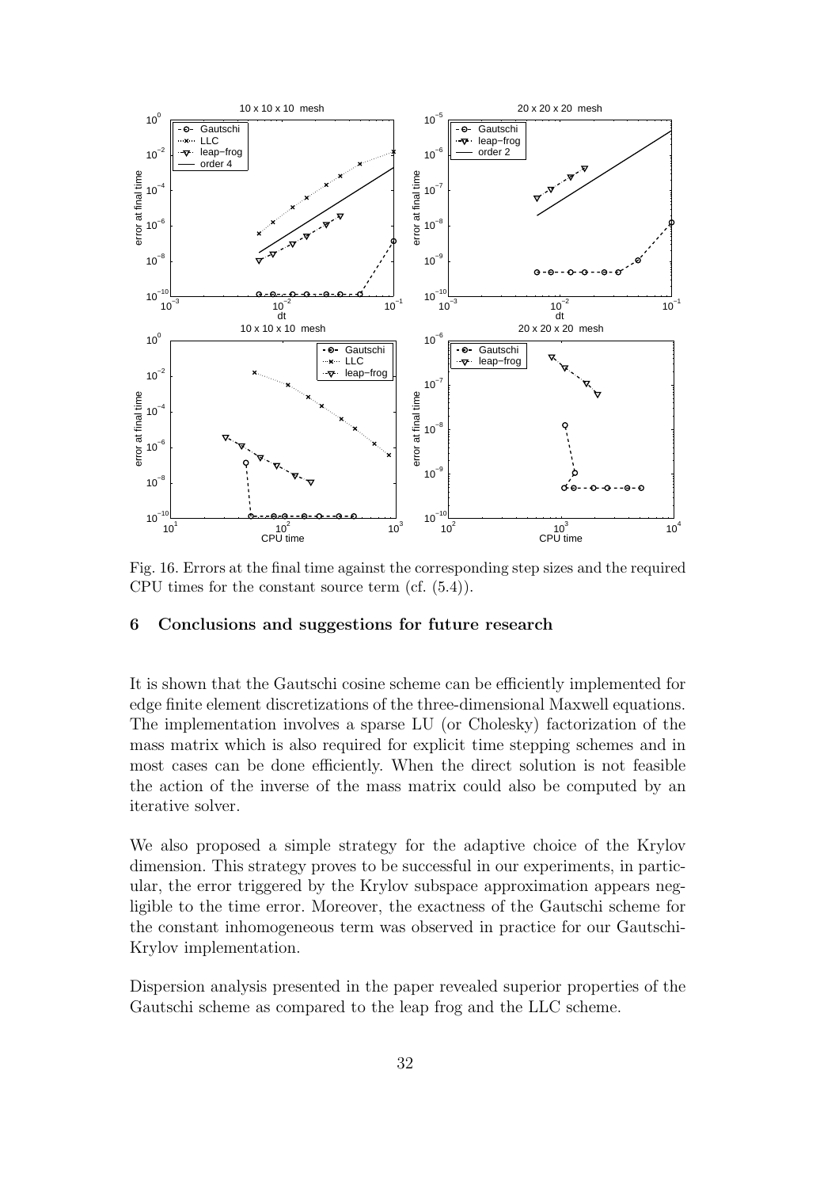Fig. 16. Errors at the final time against the corresponding step sizes and the required CPU times for the constant source term (cf. (5.4)).

## 6 Conclusions and suggestions for future research

It is shown that the Gautschi cosine scheme can be efficiently implemented for edge finite element discretizations of the three-dimensional Maxwell equations. The implementation involves a sparse LU (or Cholesky) factorization of the mass matrix which is also required for explicit time stepping schemes and in most cases can be done efficiently. When the direct solution is not feasible the action of the inverse of the mass matrix could also be computed by an iterative solver.

We also proposed a simple strategy for the adaptive choice of the Krylov dimension. This strategy proves to be successful in our experiments, in particular, the error triggered by the Krylov subspace approximation appears negligible to the time error. Moreover, the exactness of the Gautschi scheme for the constant inhomogeneous term was observed in practice for our Gautschi-Krylov implementation.

Dispersion analysis presented in the paper revealed superior properties of the Gautschi scheme as compared to the leap frog and the LLC scheme.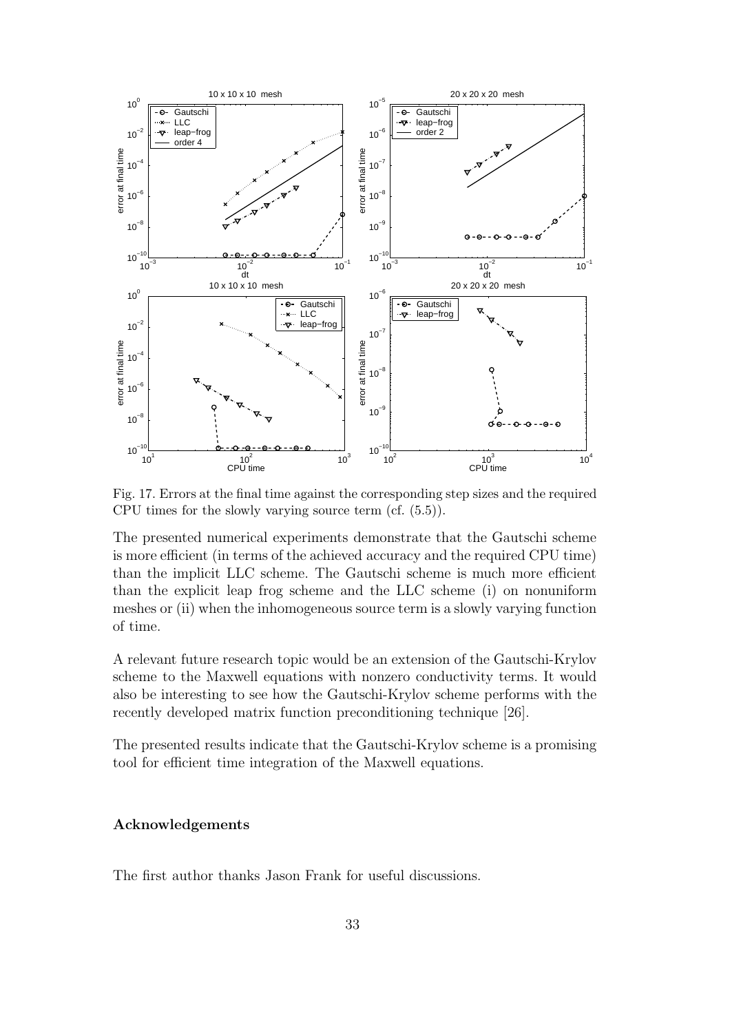Fig. 17. Errors at the final time against the corresponding step sizes and the required CPU times for the slowly varying source term (cf. (5.5)).

The presented numerical experiments demonstrate that the Gautschi scheme is more efficient (in terms of the achieved accuracy and the required CPU time) than the implicit LLC scheme. The Gautschi scheme is much more efficient than the explicit leap frog scheme and the LLC scheme (i) on nonuniform meshes or (ii) when the inhomogeneous source term is a slowly varying function of time.

A relevant future research topic would be an extension of the Gautschi-Krylov scheme to the Maxwell equations with nonzero conductivity terms. It would also be interesting to see how the Gautschi-Krylov scheme performs with the recently developed matrix function preconditioning technique [26].

The presented results indicate that the Gautschi-Krylov scheme is a promising tool for efficient time integration of the Maxwell equations.

## Acknowledgements

The first author thanks Jason Frank for useful discussions.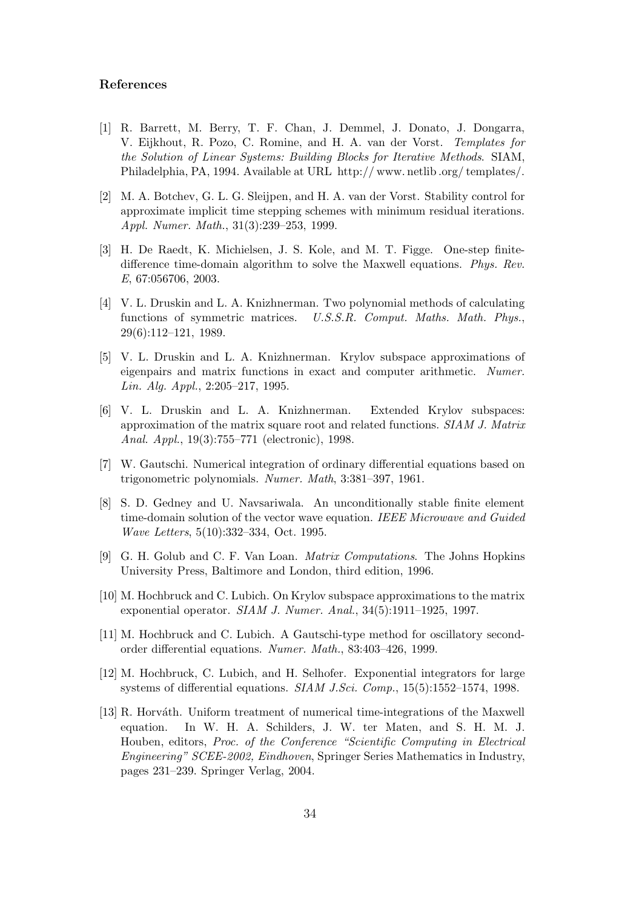## References

[1] R. Barrett, M. Berry, T. F. Chan, J. Demmel, J. Donato, J. Dongarra, V. Eijkhout, R. Pozo, C. Romine, and H. A. van der Vorst. *Templates for the Solution of Linear Systems: Building Blocks for Iterative Methods*. SIAM, Philadelphia, PA, 1994. Available at URL http:// www. netlib .org/ templates/.

[2] M. A. Botchev, G. L. G. Sleijpen, and H. A. van der Vorst. Stability control for approximate implicit time stepping schemes with minimum residual iterations. *Appl. Numer. Math.*, 31(3):239–253, 1999.

[3] H. De Raedt, K. Michielsen, J. S. Kole, and M. T. Figge. One-step finite-difference time-domain algorithm to solve the Maxwell equations. *Phys. Rev. E*, 67:056706, 2003.

[4] V. L. Druskin and L. A. Knizhnerman. Two polynomial methods of calculating functions of symmetric matrices. *U.S.S.R. Comput. Maths. Math. Phys.*, 29(6):112–121, 1989.

[5] V. L. Druskin and L. A. Knizhnerman. Krylov subspace approximations of eigenpairs and matrix functions in exact and computer arithmetic. *Numer. Lin. Alg. Appl.*, 2:205–217, 1995.

[6] V. L. Druskin and L. A. Knizhnerman. Extended Krylov subspaces: approximation of the matrix square root and related functions. *SIAM J. Matrix Anal. Appl.*, 19(3):755–771 (electronic), 1998.

[7] W. Gautschi. Numerical integration of ordinary differential equations based on trigonometric polynomials. *Numer. Math*, 3:381–397, 1961.

[8] S. D. Gedney and U. Navsariwala. An unconditionally stable finite element time-domain solution of the vector wave equation. *IEEE Microwave and Guided Wave Letters*, 5(10):332–334, Oct. 1995.

[9] G. H. Golub and C. F. Van Loan. *Matrix Computations*. The Johns Hopkins University Press, Baltimore and London, third edition, 1996.

[10] M. Hochbruck and C. Lubich. On Krylov subspace approximations to the matrix exponential operator. *SIAM J. Numer. Anal.*, 34(5):1911–1925, 1997.

[11] M. Hochbruck and C. Lubich. A Gautschi-type method for oscillatory second-order differential equations. *Numer. Math.*, 83:403–426, 1999.

[12] M. Hochbruck, C. Lubich, and H. Selhofer. Exponential integrators for large systems of differential equations. *SIAM J.Sci. Comp.*, 15(5):1552–1574, 1998.

[13] R. Horváth. Uniform treatment of numerical time-integrations of the Maxwell equation. In W. H. A. Schilders, J. W. ter Maten, and S. H. M. J. Houben, editors, *Proc. of the Conference "Scientific Computing in Electrical Engineering" SCEE-2002, Eindhoven*, Springer Series Mathematics in Industry, pages 231–239. Springer Verlag, 2004.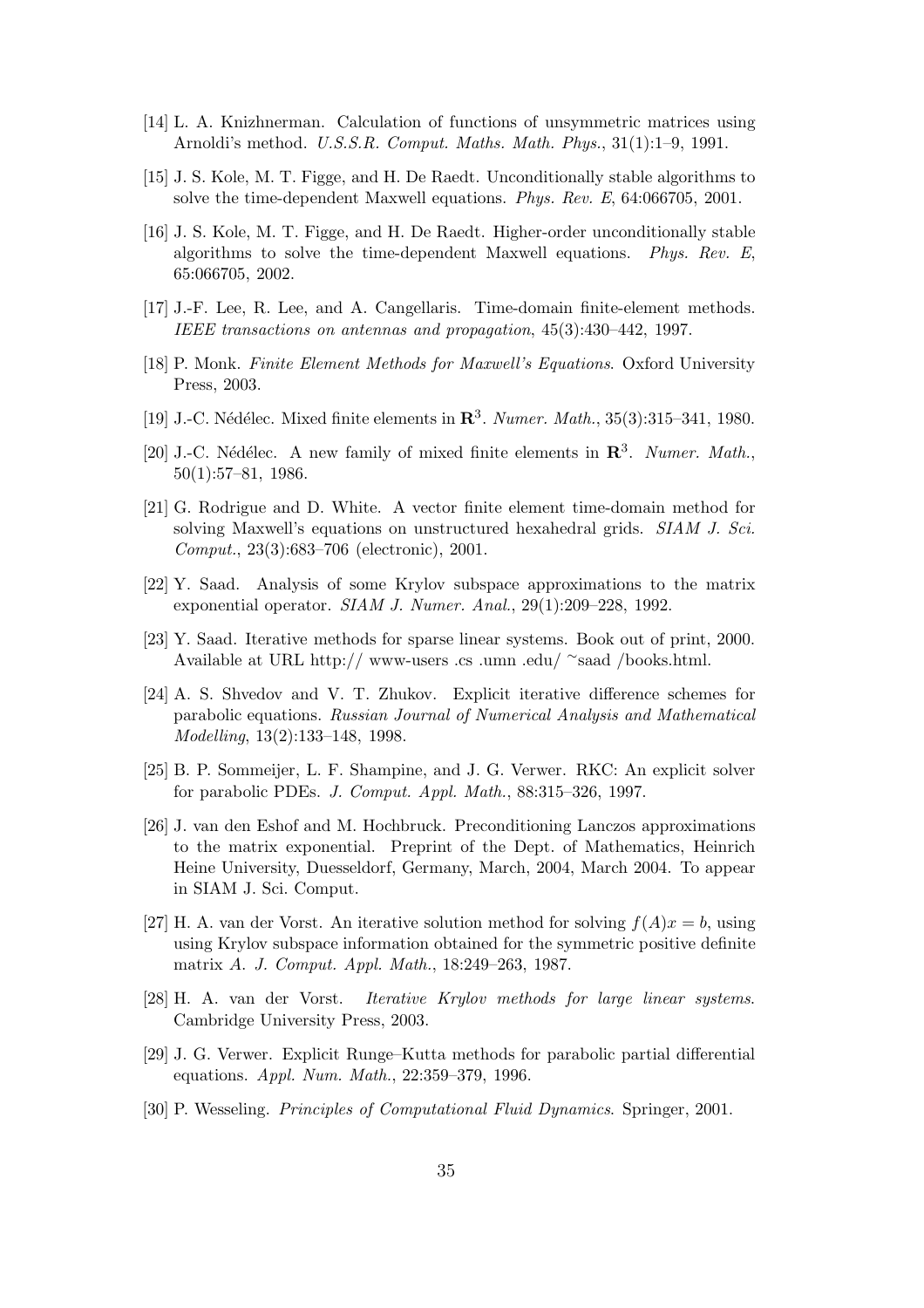[14] L. A. Knizhnerman. Calculation of functions of unsymmetric matrices using Arnoldi's method. *U.S.S.R. Comput. Maths. Math. Phys.*, 31(1):1–9, 1991.

[15] J. S. Kole, M. T. Figge, and H. De Raedt. Unconditionally stable algorithms to solve the time-dependent Maxwell equations. *Phys. Rev. E*, 64:066705, 2001.

[16] J. S. Kole, M. T. Figge, and H. De Raedt. Higher-order unconditionally stable algorithms to solve the time-dependent Maxwell equations. *Phys. Rev. E*, 65:066705, 2002.

[17] J.-F. Lee, R. Lee, and A. Cangellaris. Time-domain finite-element methods. *IEEE transactions on antennas and propagation*, 45(3):430–442, 1997.

[18] P. Monk. *Finite Element Methods for Maxwell's Equations*. Oxford University Press, 2003.

[19] J.-C. Nédélec. Mixed finite elements in $\mathbf{R}^3$. *Numer. Math.*, 35(3):315–341, 1980.

[20] J.-C. Nédélec. A new family of mixed finite elements in $\mathbf{R}^3$. *Numer. Math.*, 50(1):57–81, 1986.

[21] G. Rodrigue and D. White. A vector finite element time-domain method for solving Maxwell's equations on unstructured hexahedral grids. *SIAM J. Sci. Comput.*, 23(3):683–706 (electronic), 2001.

[22] Y. Saad. Analysis of some Krylov subspace approximations to the matrix exponential operator. *SIAM J. Numer. Anal.*, 29(1):209–228, 1992.

[23] Y. Saad. Iterative methods for sparse linear systems. Book out of print, 2000. Available at URL http:// www-users .cs .umn .edu/ ~saad /books.html.

[24] A. S. Shvedov and V. T. Zhukov. Explicit iterative difference schemes for parabolic equations. *Russian Journal of Numerical Analysis and Mathematical Modelling*, 13(2):133–148, 1998.

[25] B. P. Sommeijer, L. F. Shampine, and J. G. Verwer. RKC: An explicit solver for parabolic PDEs. *J. Comput. Appl. Math.*, 88:315–326, 1997.

[26] J. van den Eshof and M. Hochbruck. Preconditioning Lanczos approximations to the matrix exponential. Preprint of the Dept. of Mathematics, Heinrich Heine University, Duesseldorf, Germany, March, 2004, March 2004. To appear in SIAM J. Sci. Comput.

[27] H. A. van der Vorst. An iterative solution method for solving $f(A)x = b$, using using Krylov subspace information obtained for the symmetric positive definite matrix *A*. *J. Comput. Appl. Math.*, 18:249–263, 1987.

[28] H. A. van der Vorst. *Iterative Krylov methods for large linear systems*. Cambridge University Press, 2003.

[29] J. G. Verwer. Explicit Runge–Kutta methods for parabolic partial differential equations. *Appl. Num. Math.*, 22:359–379, 1996.

[30] P. Wesseling. *Principles of Computational Fluid Dynamics*. Springer, 2001.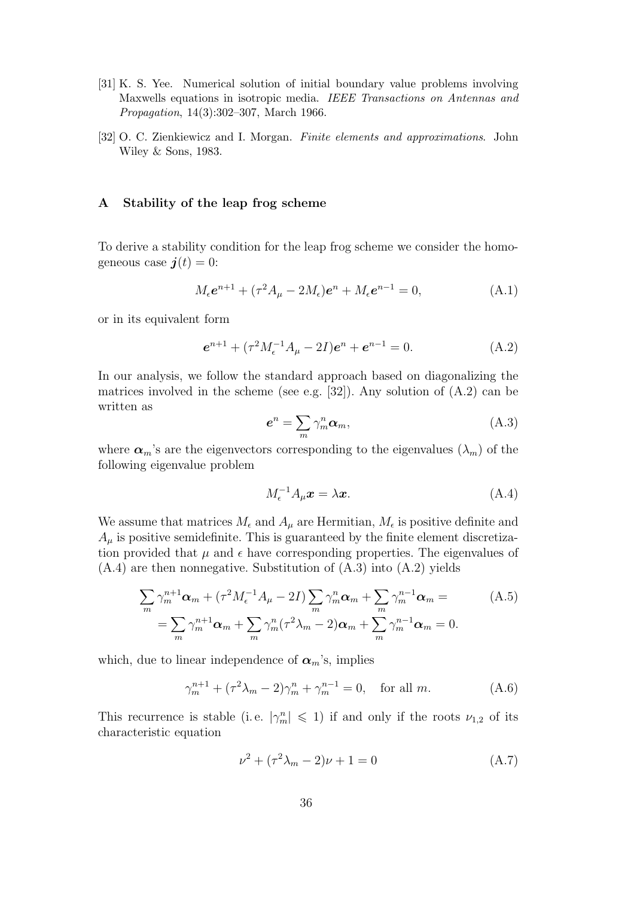[31] K. S. Yee. Numerical solution of initial boundary value problems involving Maxwells equations in isotropic media. *IEEE Transactions on Antennas and Propagation*, 14(3):302–307, March 1966.

[32] O. C. Zienkiewicz and I. Morgan. *Finite elements and approximations*. John Wiley & Sons, 1983.

## A Stability of the leap frog scheme

To derive a stability condition for the leap frog scheme we consider the homogeneous case $\boldsymbol{j}(t) = 0$:

$$M_\epsilon \boldsymbol{e}^{n+1} + (\tau^2 A_\mu - 2M_\epsilon)\boldsymbol{e}^n + M_\epsilon \boldsymbol{e}^{n-1} = 0, \tag{A.1}$$

or in its equivalent form

$$\boldsymbol{e}^{n+1} + (\tau^2 M_\epsilon^{-1} A_\mu - 2I)\boldsymbol{e}^n + \boldsymbol{e}^{n-1} = 0. \tag{A.2}$$

In our analysis, we follow the standard approach based on diagonalizing the matrices involved in the scheme (see e.g. [32]). Any solution of (A.2) can be written as

$$\boldsymbol{e}^n = \sum_m \gamma_m^n \boldsymbol{\alpha}_m, \tag{A.3}$$

where $\boldsymbol{\alpha}_m$'s are the eigenvectors corresponding to the eigenvalues ($\lambda_m$) of the following eigenvalue problem

$$M_\epsilon^{-1} A_\mu \boldsymbol{x} = \lambda \boldsymbol{x}. \tag{A.4}$$

We assume that matrices $M_\epsilon$ and $A_\mu$ are Hermitian, $M_\epsilon$ is positive definite and $A_\mu$ is positive semidefinite. This is guaranteed by the finite element discretization provided that $\mu$ and $\epsilon$ have corresponding properties. The eigenvalues of (A.4) are then nonnegative. Substitution of (A.3) into (A.2) yields

$$\begin{aligned}
&\sum_m \gamma_m^{n+1} \boldsymbol{\alpha}_m + (\tau^2 M_\epsilon^{-1} A_\mu - 2I) \sum_m \gamma_m^n \boldsymbol{\alpha}_m + \sum_m \gamma_m^{n-1} \boldsymbol{\alpha}_m = \\
&\quad = \sum_m \gamma_m^{n+1} \boldsymbol{\alpha}_m + \sum_m \gamma_m^n (\tau^2 \lambda_m - 2) \boldsymbol{\alpha}_m + \sum_m \gamma_m^{n-1} \boldsymbol{\alpha}_m = 0.
\end{aligned} \tag{A.5}$$

which, due to linear independence of $\boldsymbol{\alpha}_m$'s, implies

$$\gamma_m^{n+1} + (\tau^2 \lambda_m - 2)\gamma_m^n + \gamma_m^{n-1} = 0, \quad \text{for all } m. \tag{A.6}$$

This recurrence is stable (i. e. $|\gamma_m^n| \leqslant 1$) if and only if the roots $\nu_{1,2}$ of its characteristic equation

$$\nu^2 + (\tau^2 \lambda_m - 2)\nu + 1 = 0 \tag{A.7}$$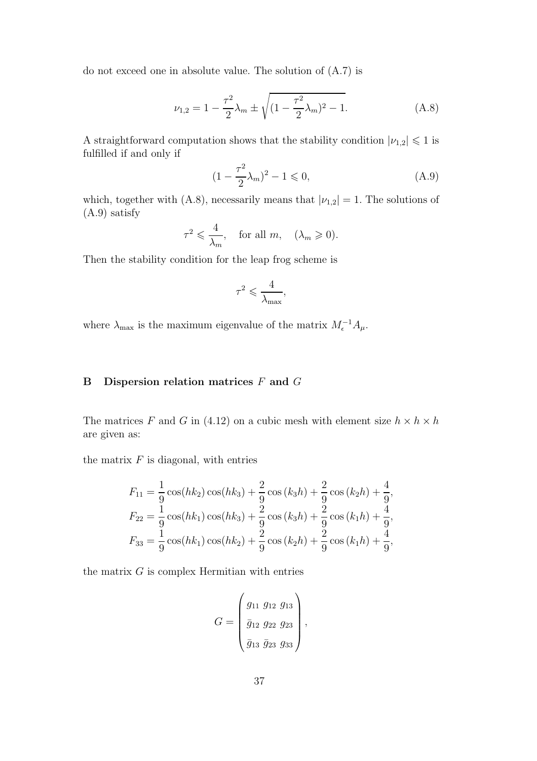do not exceed one in absolute value. The solution of (A.7) is

$$\nu_{1,2} = 1 - \frac{\tau^2}{2}\lambda_m \pm \sqrt{(1 - \frac{\tau^2}{2}\lambda_m)^2 - 1}. \tag{A.8}$$

A straightforward computation shows that the stability condition $|\nu_{1,2}| \leqslant 1$ is fulfilled if and only if

$$(1 - \frac{\tau^2}{2}\lambda_m)^2 - 1 \leqslant 0, \tag{A.9}$$

which, together with (A.8), necessarily means that $|\nu_{1,2}| = 1$. The solutions of (A.9) satisfy

$$\tau^2 \leqslant \frac{4}{\lambda_m}, \quad \text{for all } m, \quad (\lambda_m \geqslant 0).$$

Then the stability condition for the leap frog scheme is

$$\tau^2 \leqslant \frac{4}{\lambda_{\max}},$$

where $\lambda_{\max}$ is the maximum eigenvalue of the matrix $M_\epsilon^{-1} A_\mu$.

## B Dispersion relation matrices $F$ and $G$

The matrices $F$ and $G$ in (4.12) on a cubic mesh with element size $h \times h \times h$ are given as:

the matrix $F$ is diagonal, with entries

$$\begin{aligned}
F_{11} &= \frac{1}{9}\cos(hk_2)\cos(hk_3) + \frac{2}{9}\cos(k_3 h) + \frac{2}{9}\cos(k_2 h) + \frac{4}{9}, \\
F_{22} &= \frac{1}{9}\cos(hk_1)\cos(hk_3) + \frac{2}{9}\cos(k_3 h) + \frac{2}{9}\cos(k_1 h) + \frac{4}{9}, \\
F_{33} &= \frac{1}{9}\cos(hk_1)\cos(hk_2) + \frac{2}{9}\cos(k_2 h) + \frac{2}{9}\cos(k_1 h) + \frac{4}{9},
\end{aligned}$$

the matrix $G$ is complex Hermitian with entries

$$G = \begin{pmatrix} g_{11} & g_{12} & g_{13} \\ \bar{g}_{12} & g_{22} & g_{23} \\ \bar{g}_{13} & \bar{g}_{23} & g_{33} \end{pmatrix},$$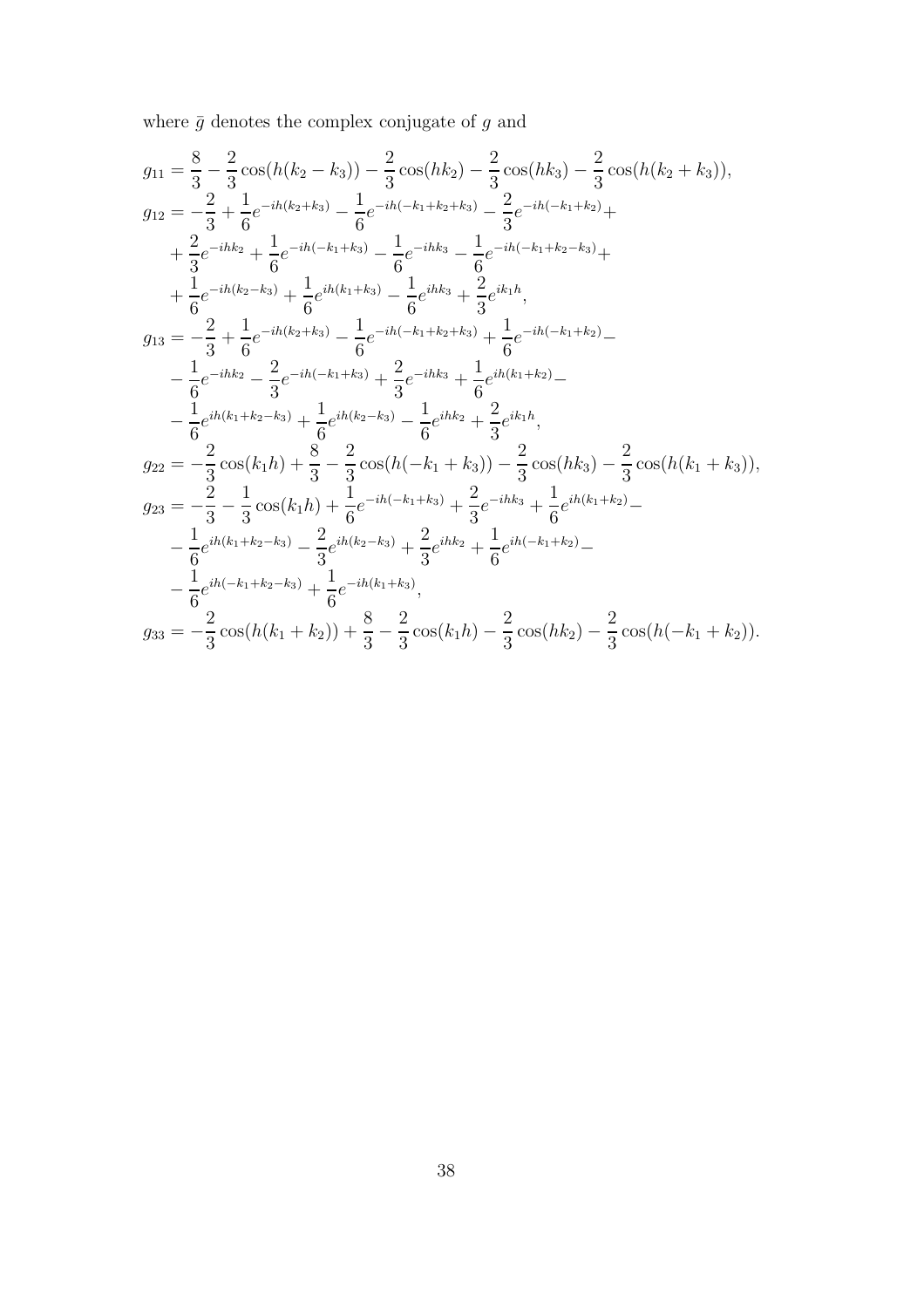where $\bar{g}$ denotes the complex conjugate of $g$ and

$$
\begin{aligned}
g_{11} &= \frac{8}{3} - \frac{2}{3}\cos(h(k_2-k_3)) - \frac{2}{3}\cos(hk_2) - \frac{2}{3}\cos(hk_3) - \frac{2}{3}\cos(h(k_2+k_3)),\\
g_{12} &= -\frac{2}{3} + \frac{1}{6}e^{-ih(k_2+k_3)} - \frac{1}{6}e^{-ih(-k_1+k_2+k_3)} - \frac{2}{3}e^{-ih(-k_1+k_2)} + \\
&\quad + \frac{2}{3}e^{-ihk_2} + \frac{1}{6}e^{-ih(-k_1+k_3)} - \frac{1}{6}e^{-ihk_3} - \frac{1}{6}e^{-ih(-k_1+k_2-k_3)} + \\
&\quad + \frac{1}{6}e^{-ih(k_2-k_3)} + \frac{1}{6}e^{ih(k_1+k_3)} - \frac{1}{6}e^{ihk_3} + \frac{2}{3}e^{ik_1h},\\
g_{13} &= -\frac{2}{3} + \frac{1}{6}e^{-ih(k_2+k_3)} - \frac{1}{6}e^{-ih(-k_1+k_2+k_3)} + \frac{1}{6}e^{-ih(-k_1+k_2)} - \\
&\quad - \frac{1}{6}e^{-ihk_2} - \frac{2}{3}e^{-ih(-k_1+k_3)} + \frac{2}{3}e^{-ihk_3} + \frac{1}{6}e^{ih(k_1+k_2)} - \\
&\quad - \frac{1}{6}e^{ih(k_1+k_2-k_3)} + \frac{1}{6}e^{ih(k_2-k_3)} - \frac{1}{6}e^{ihk_2} + \frac{2}{3}e^{ik_1h},\\
g_{22} &= -\frac{2}{3}\cos(k_1h) + \frac{8}{3} - \frac{2}{3}\cos(h(-k_1+k_3)) - \frac{2}{3}\cos(hk_3) - \frac{2}{3}\cos(h(k_1+k_3)),\\
g_{23} &= -\frac{2}{3} - \frac{1}{3}\cos(k_1h) + \frac{1}{6}e^{-ih(-k_1+k_3)} + \frac{2}{3}e^{-ihk_3} + \frac{1}{6}e^{ih(k_1+k_2)} - \\
&\quad - \frac{1}{6}e^{ih(k_1+k_2-k_3)} - \frac{2}{3}e^{ih(k_2-k_3)} + \frac{2}{3}e^{ihk_2} + \frac{1}{6}e^{ih(-k_1+k_2)} - \\
&\quad - \frac{1}{6}e^{ih(-k_1+k_2-k_3)} + \frac{1}{6}e^{-ih(k_1+k_3)},\\
g_{33} &= -\frac{2}{3}\cos(h(k_1+k_2)) + \frac{8}{3} - \frac{2}{3}\cos(k_1h) - \frac{2}{3}\cos(hk_2) - \frac{2}{3}\cos(h(-k_1+k_2)).
\end{aligned}
$$